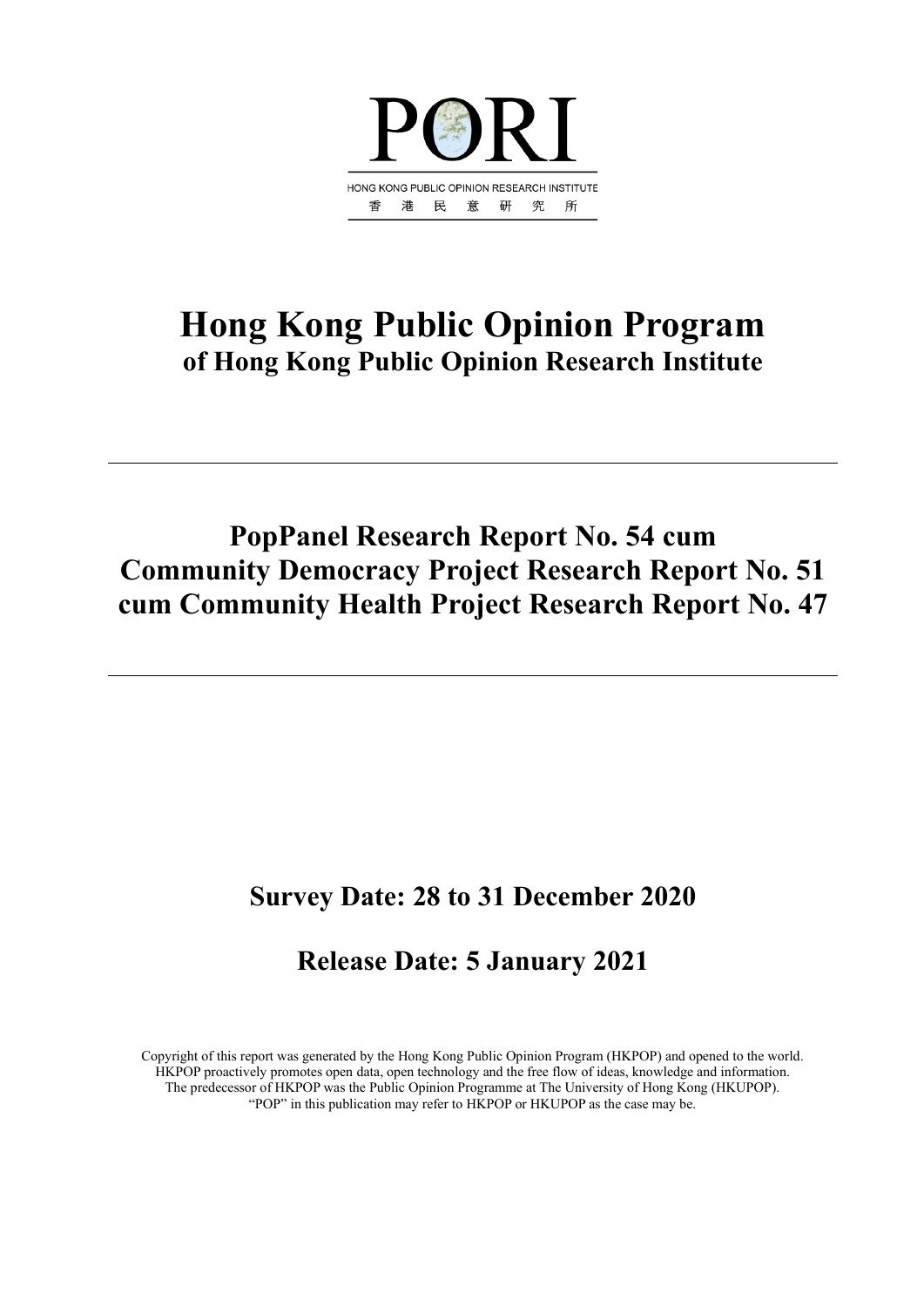PORI

HONG KONG PUBLIC OPINION RESEARCH INSTITUTE

香 港 民 意 研 究 所

# Hong Kong Public Opinion Program

## of Hong Kong Public Opinion Research Institute

---

# PopPanel Research Report No. 54 cum Community Democracy Project Research Report No. 51 cum Community Health Project Research Report No. 47

---

## Survey Date: 28 to 31 December 2020

## Release Date: 5 January 2021

Copyright of this report was generated by the Hong Kong Public Opinion Program (HKPOP) and opened to the world. HKPOP proactively promotes open data, open technology and the free flow of ideas, knowledge and information. The predecessor of HKPOP was the Public Opinion Programme at The University of Hong Kong (HKUPOP). "POP" in this publication may refer to HKPOP or HKUPOP as the case may be.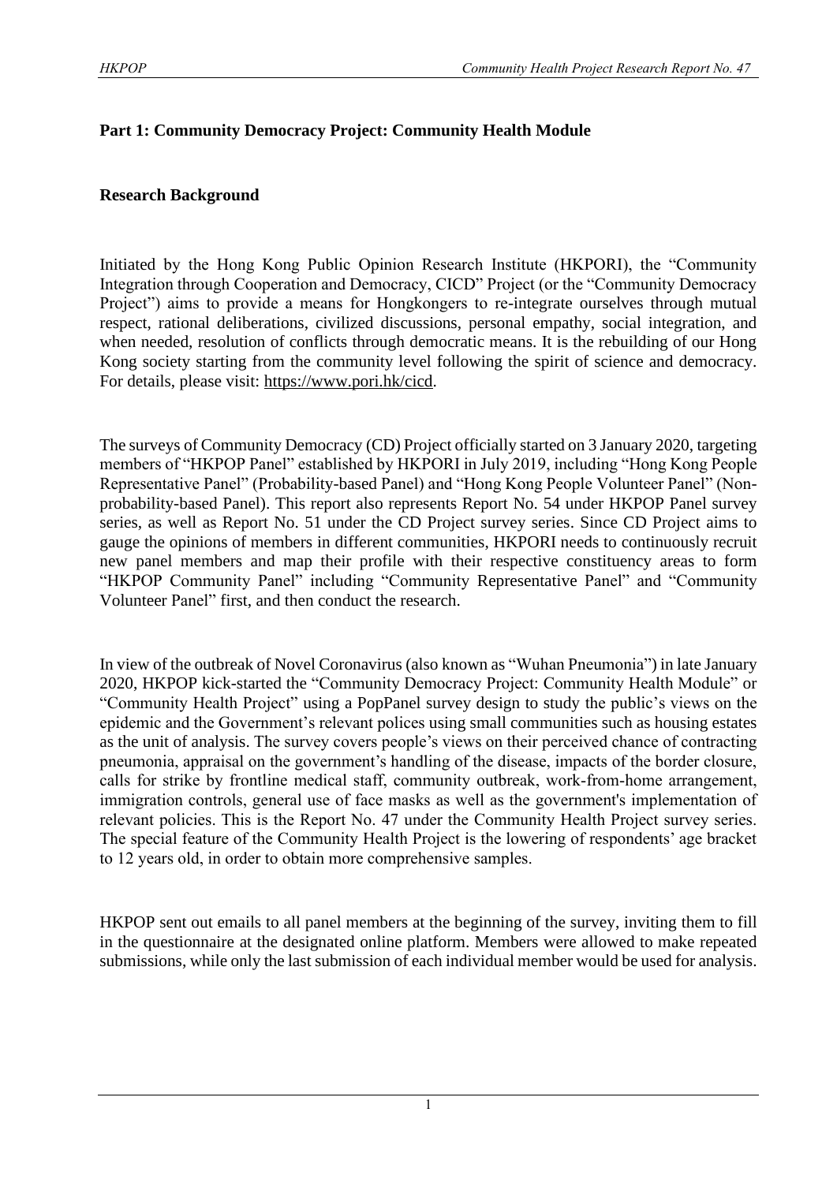## Part 1: Community Democracy Project: Community Health Module

### Research Background

Initiated by the Hong Kong Public Opinion Research Institute (HKPORI), the "Community Integration through Cooperation and Democracy, CICD" Project (or the "Community Democracy Project") aims to provide a means for Hongkongers to re-integrate ourselves through mutual respect, rational deliberations, civilized discussions, personal empathy, social integration, and when needed, resolution of conflicts through democratic means. It is the rebuilding of our Hong Kong society starting from the community level following the spirit of science and democracy. For details, please visit: https://www.pori.hk/cicd.

The surveys of Community Democracy (CD) Project officially started on 3 January 2020, targeting members of "HKPOP Panel" established by HKPORI in July 2019, including "Hong Kong People Representative Panel" (Probability-based Panel) and "Hong Kong People Volunteer Panel" (Non-probability-based Panel). This report also represents Report No. 54 under HKPOP Panel survey series, as well as Report No. 51 under the CD Project survey series. Since CD Project aims to gauge the opinions of members in different communities, HKPORI needs to continuously recruit new panel members and map their profile with their respective constituency areas to form "HKPOP Community Panel" including "Community Representative Panel" and "Community Volunteer Panel" first, and then conduct the research.

In view of the outbreak of Novel Coronavirus (also known as "Wuhan Pneumonia") in late January 2020, HKPOP kick-started the "Community Democracy Project: Community Health Module" or "Community Health Project" using a PopPanel survey design to study the public's views on the epidemic and the Government's relevant polices using small communities such as housing estates as the unit of analysis. The survey covers people's views on their perceived chance of contracting pneumonia, appraisal on the government's handling of the disease, impacts of the border closure, calls for strike by frontline medical staff, community outbreak, work-from-home arrangement, immigration controls, general use of face masks as well as the government's implementation of relevant policies. This is the Report No. 47 under the Community Health Project survey series. The special feature of the Community Health Project is the lowering of respondents' age bracket to 12 years old, in order to obtain more comprehensive samples.

HKPOP sent out emails to all panel members at the beginning of the survey, inviting them to fill in the questionnaire at the designated online platform. Members were allowed to make repeated submissions, while only the last submission of each individual member would be used for analysis.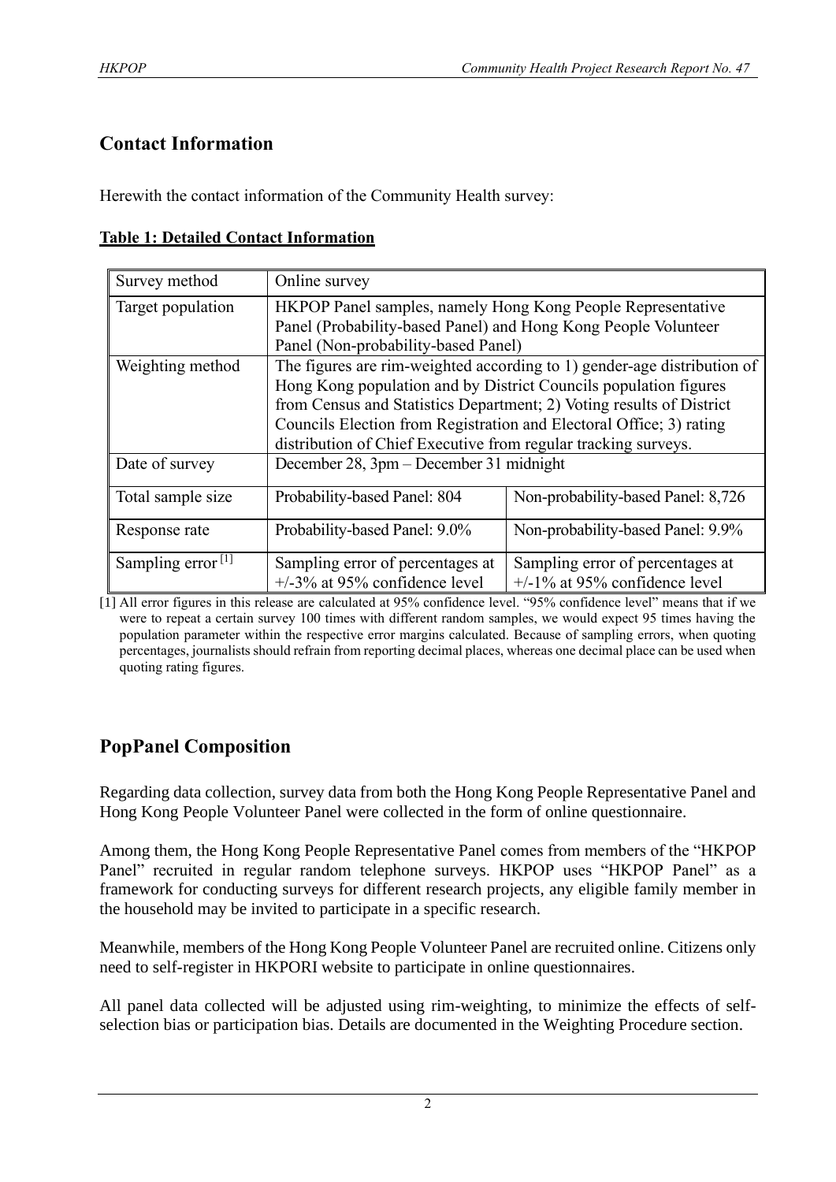## Contact Information

Herewith the contact information of the Community Health survey:

**Table 1: Detailed Contact Information**

| Survey method | Online survey | |
|---|---|---|
| Target population | HKPOP Panel samples, namely Hong Kong People Representative Panel (Probability-based Panel) and Hong Kong People Volunteer Panel (Non-probability-based Panel) | |
| Weighting method | The figures are rim-weighted according to 1) gender-age distribution of Hong Kong population and by District Councils population figures from Census and Statistics Department; 2) Voting results of District Councils Election from Registration and Electoral Office; 3) rating distribution of Chief Executive from regular tracking surveys. | |
| Date of survey | December 28, 3pm – December 31 midnight | |
| Total sample size | Probability-based Panel: 804 | Non-probability-based Panel: 8,726 |
| Response rate | Probability-based Panel: 9.0% | Non-probability-based Panel: 9.9% |
| Sampling error [1] | Sampling error of percentages at +/-3% at 95% confidence level | Sampling error of percentages at +/-1% at 95% confidence level |

[1] All error figures in this release are calculated at 95% confidence level. "95% confidence level" means that if we were to repeat a certain survey 100 times with different random samples, we would expect 95 times having the population parameter within the respective error margins calculated. Because of sampling errors, when quoting percentages, journalists should refrain from reporting decimal places, whereas one decimal place can be used when quoting rating figures.

## PopPanel Composition

Regarding data collection, survey data from both the Hong Kong People Representative Panel and Hong Kong People Volunteer Panel were collected in the form of online questionnaire.

Among them, the Hong Kong People Representative Panel comes from members of the "HKPOP Panel" recruited in regular random telephone surveys. HKPOP uses "HKPOP Panel" as a framework for conducting surveys for different research projects, any eligible family member in the household may be invited to participate in a specific research.

Meanwhile, members of the Hong Kong People Volunteer Panel are recruited online. Citizens only need to self-register in HKPORI website to participate in online questionnaires.

All panel data collected will be adjusted using rim-weighting, to minimize the effects of self-selection bias or participation bias. Details are documented in the Weighting Procedure section.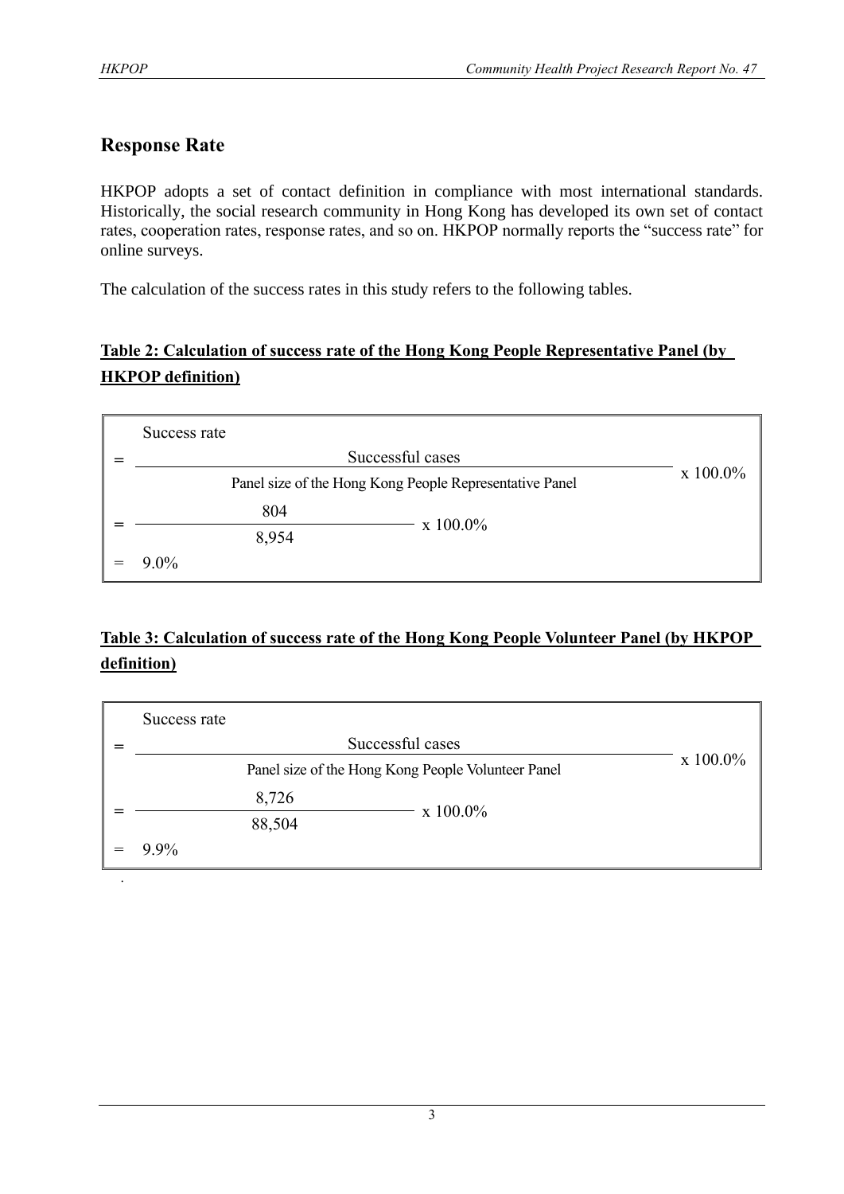## Response Rate

HKPOP adopts a set of contact definition in compliance with most international standards. Historically, the social research community in Hong Kong has developed its own set of contact rates, cooperation rates, response rates, and so on. HKPOP normally reports the "success rate" for online surveys.

The calculation of the success rates in this study refers to the following tables.

**Table 2: Calculation of success rate of the Hong Kong People Representative Panel (by HKPOP definition)**

Success rate

$$= \frac{\text{Successful cases}}{\text{Panel size of the Hong Kong People Representative Panel}} \times 100.0\%$$

$$= \frac{804}{8{,}954} \times 100.0\%$$

$$= 9.0\%$$

**Table 3: Calculation of success rate of the Hong Kong People Volunteer Panel (by HKPOP definition)**

Success rate

$$= \frac{\text{Successful cases}}{\text{Panel size of the Hong Kong People Volunteer Panel}} \times 100.0\%$$

$$= \frac{8{,}726}{88{,}504} \times 100.0\%$$

$$= 9.9\%$$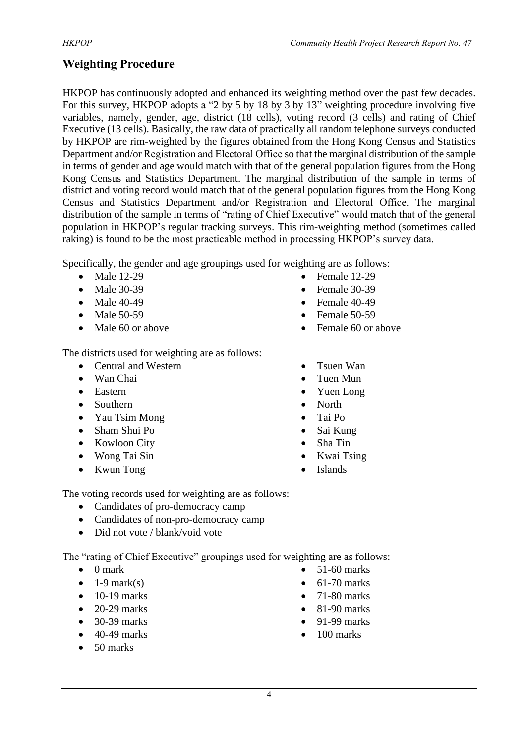## Weighting Procedure

HKPOP has continuously adopted and enhanced its weighting method over the past few decades. For this survey, HKPOP adopts a "2 by 5 by 18 by 3 by 13" weighting procedure involving five variables, namely, gender, age, district (18 cells), voting record (3 cells) and rating of Chief Executive (13 cells). Basically, the raw data of practically all random telephone surveys conducted by HKPOP are rim-weighted by the figures obtained from the Hong Kong Census and Statistics Department and/or Registration and Electoral Office so that the marginal distribution of the sample in terms of gender and age would match with that of the general population figures from the Hong Kong Census and Statistics Department. The marginal distribution of the sample in terms of district and voting record would match that of the general population figures from the Hong Kong Census and Statistics Department and/or Registration and Electoral Office. The marginal distribution of the sample in terms of "rating of Chief Executive" would match that of the general population in HKPOP's regular tracking surveys. This rim-weighting method (sometimes called raking) is found to be the most practicable method in processing HKPOP's survey data.

Specifically, the gender and age groupings used for weighting are as follows:

- Male 12-29
- Male 30-39
- Male 40-49
- Male 50-59
- Male 60 or above
- Female 12-29
- Female 30-39
- Female 40-49
- Female 50-59
- Female 60 or above

The districts used for weighting are as follows:

- Central and Western
- Wan Chai
- Eastern
- Southern
- Yau Tsim Mong
- Sham Shui Po
- Kowloon City
- Wong Tai Sin
- Kwun Tong
- Tsuen Wan
- Tuen Mun
- Yuen Long
- North
- Tai Po
- Sai Kung
- Sha Tin
- Kwai Tsing
- Islands

The voting records used for weighting are as follows:

- Candidates of pro-democracy camp
- Candidates of non-pro-democracy camp
- Did not vote / blank/void vote

The "rating of Chief Executive" groupings used for weighting are as follows:

- 0 mark
- 1-9 mark(s)
- 10-19 marks
- 20-29 marks
- 30-39 marks
- 40-49 marks
- 50 marks
- 51-60 marks
- 61-70 marks
- 71-80 marks
- 81-90 marks
- 91-99 marks
- 100 marks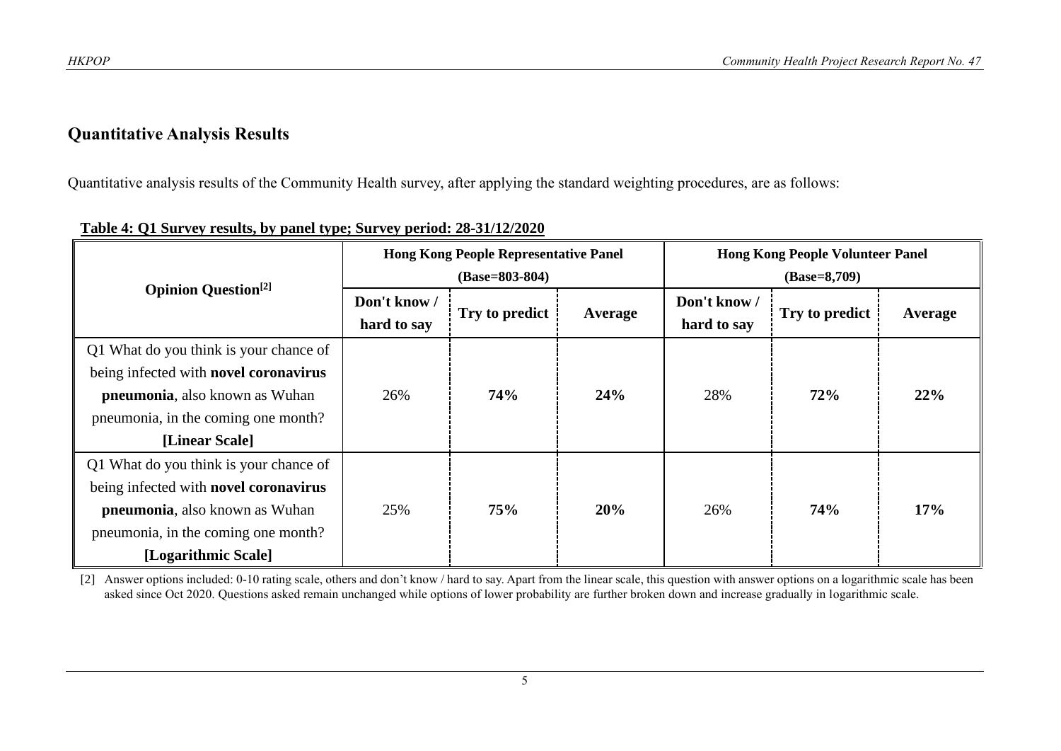## Quantitative Analysis Results

Quantitative analysis results of the Community Health survey, after applying the standard weighting procedures, are as follows:

**Table 4: Q1 Survey results, by panel type; Survey period: 28-31/12/2020**

| Opinion Question[2] | Hong Kong People Representative Panel (Base=803-804) | | | Hong Kong People Volunteer Panel (Base=8,709) | | |
|---|---|---|---|---|---|---|
| | Don't know / hard to say | Try to predict | Average | Don't know / hard to say | Try to predict | Average |
| Q1 What do you think is your chance of being infected with **novel coronavirus pneumonia**, also known as Wuhan pneumonia, in the coming one month? **[Linear Scale]** | 26% | **74%** | **24%** | 28% | **72%** | **22%** |
| Q1 What do you think is your chance of being infected with **novel coronavirus pneumonia**, also known as Wuhan pneumonia, in the coming one month? **[Logarithmic Scale]** | 25% | **75%** | **20%** | 26% | **74%** | **17%** |

[2] Answer options included: 0-10 rating scale, others and don't know / hard to say. Apart from the linear scale, this question with answer options on a logarithmic scale has been asked since Oct 2020. Questions asked remain unchanged while options of lower probability are further broken down and increase gradually in logarithmic scale.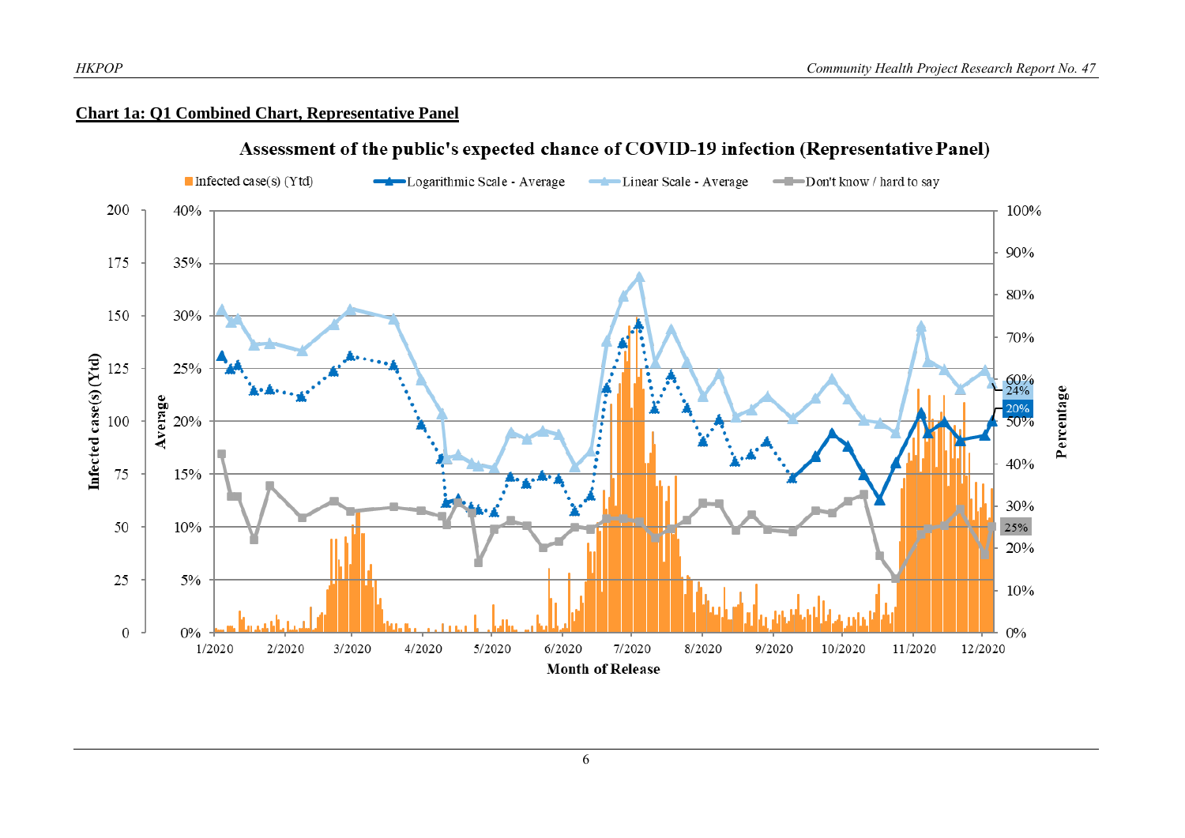**Chart 1a: Q1 Combined Chart, Representative Panel**

Assessment of the public's expected chance of COVID-19 infection (Representative Panel)

Infected case(s) (Ytd) | Logarithmic Scale - Average | Linear Scale - Average | Don't know / hard to say

Infected case(s) (Ytd): 0, 25, 50, 75, 100, 125, 150, 175, 200

Average: 0%, 5%, 10%, 15%, 20%, 25%, 30%, 35%, 40%

Percentage: 0%, 10%, 20%, 30%, 40%, 50%, 60%, 70%, 80%, 90%, 100%

Latest values: 24%, 20%, 25%

Month of Release: 1/2020, 2/2020, 3/2020, 4/2020, 5/2020, 6/2020, 7/2020, 8/2020, 9/2020, 10/2020, 11/2020, 12/2020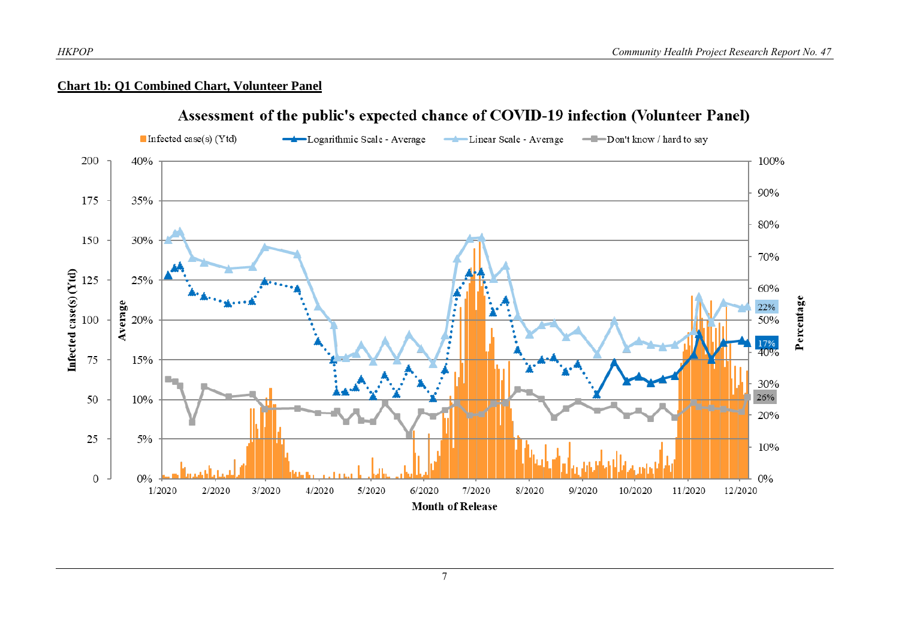**Chart 1b: Q1 Combined Chart, Volunteer Panel**

Assessment of the public's expected chance of COVID-19 infection (Volunteer Panel)

Infected case(s) (Ytd) | Logarithmic Scale - Average | Linear Scale - Average | Don't know / hard to say

Left axis: Infected case(s) (Ytd) — 0, 25, 50, 75, 100, 125, 150, 175, 200

Second axis: Average — 0%, 5%, 10%, 15%, 20%, 25%, 30%, 35%, 40%

Right axis: Percentage — 0%, 10%, 20%, 30%, 40%, 50%, 60%, 70%, 80%, 90%, 100%

Horizontal axis: Month of Release — 1/2020, 2/2020, 3/2020, 4/2020, 5/2020, 6/2020, 7/2020, 8/2020, 9/2020, 10/2020, 11/2020, 12/2020

Latest values: Linear Scale - Average 22%; Logarithmic Scale - Average 17%; Don't know / hard to say 26%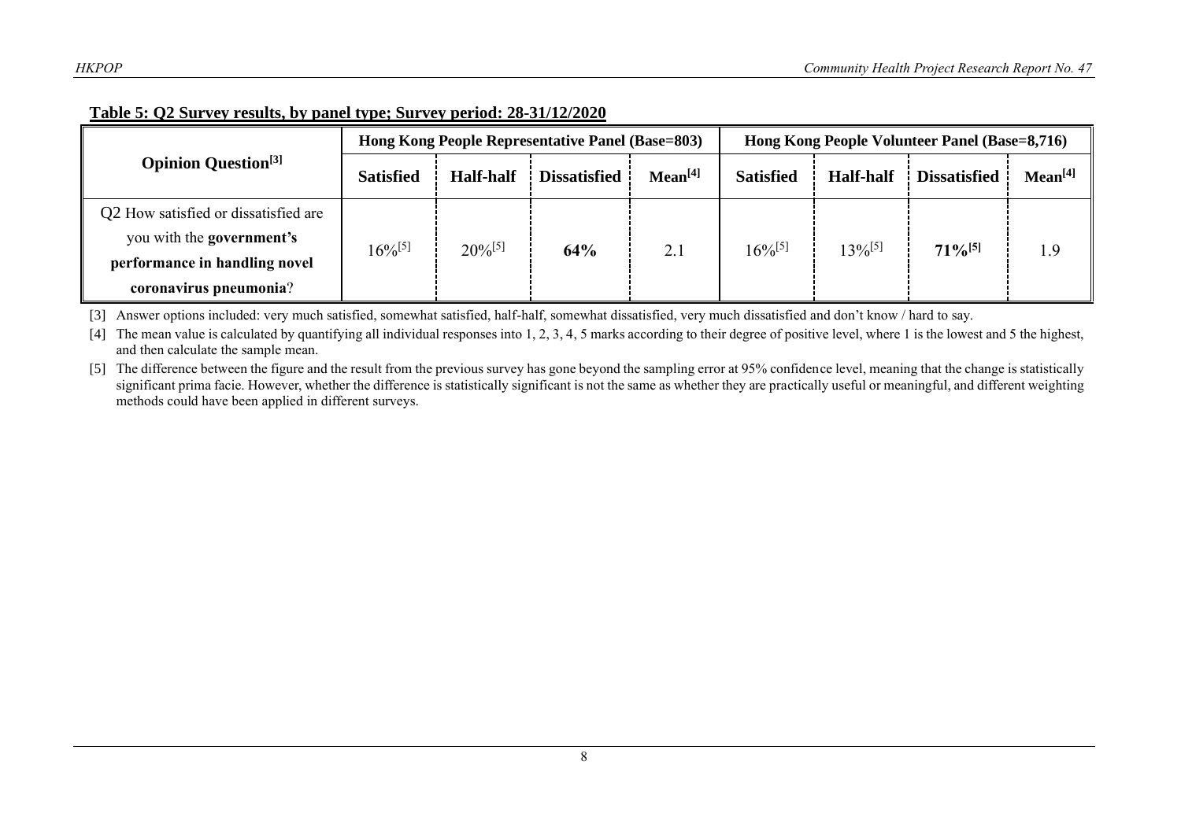**Table 5: Q2 Survey results, by panel type; Survey period: 28-31/12/2020**

| Opinion Question[3] | Hong Kong People Representative Panel (Base=803) | | | | Hong Kong People Volunteer Panel (Base=8,716) | | | |
|---|---|---|---|---|---|---|---|---|
| | **Satisfied** | **Half-half** | **Dissatisfied** | **Mean[4]** | **Satisfied** | **Half-half** | **Dissatisfied** | **Mean[4]** |
| Q2 How satisfied or dissatisfied are you with the **government's performance in handling novel coronavirus pneumonia**? | 16%[5] | 20%[5] | **64%** | 2.1 | 16%[5] | 13%[5] | **71%[5]** | 1.9 |

[3] Answer options included: very much satisfied, somewhat satisfied, half-half, somewhat dissatisfied, very much dissatisfied and don't know / hard to say.

[4] The mean value is calculated by quantifying all individual responses into 1, 2, 3, 4, 5 marks according to their degree of positive level, where 1 is the lowest and 5 the highest, and then calculate the sample mean.

[5] The difference between the figure and the result from the previous survey has gone beyond the sampling error at 95% confidence level, meaning that the change is statistically significant prima facie. However, whether the difference is statistically significant is not the same as whether they are practically useful or meaningful, and different weighting methods could have been applied in different surveys.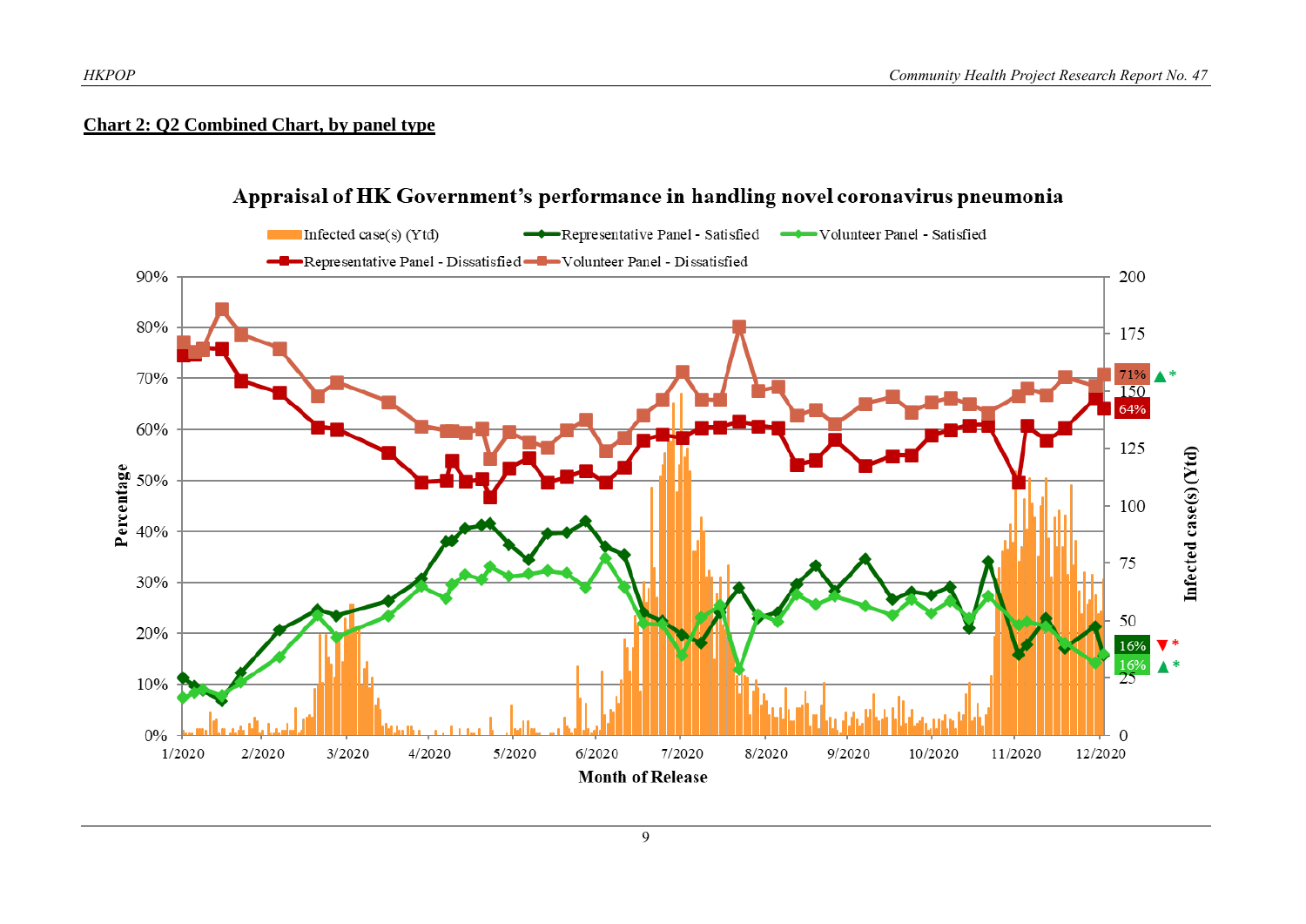**Chart 2: Q2 Combined Chart, by panel type**

Appraisal of HK Government's performance in handling novel coronavirus pneumonia

Infected case(s) (Ytd) | Representative Panel - Satisfied | Volunteer Panel - Satisfied | Representative Panel - Dissatisfied | Volunteer Panel - Dissatisfied

Percentage: 0%, 10%, 20%, 30%, 40%, 50%, 60%, 70%, 80%, 90%

Infected case(s) (Ytd): 0, 25, 50, 75, 100, 125, 150, 175, 200

Month of Release: 1/2020, 2/2020, 3/2020, 4/2020, 5/2020, 6/2020, 7/2020, 8/2020, 9/2020, 10/2020, 11/2020, 12/2020

71% ▲* | 64% | 16% ▼* | 16% ▲*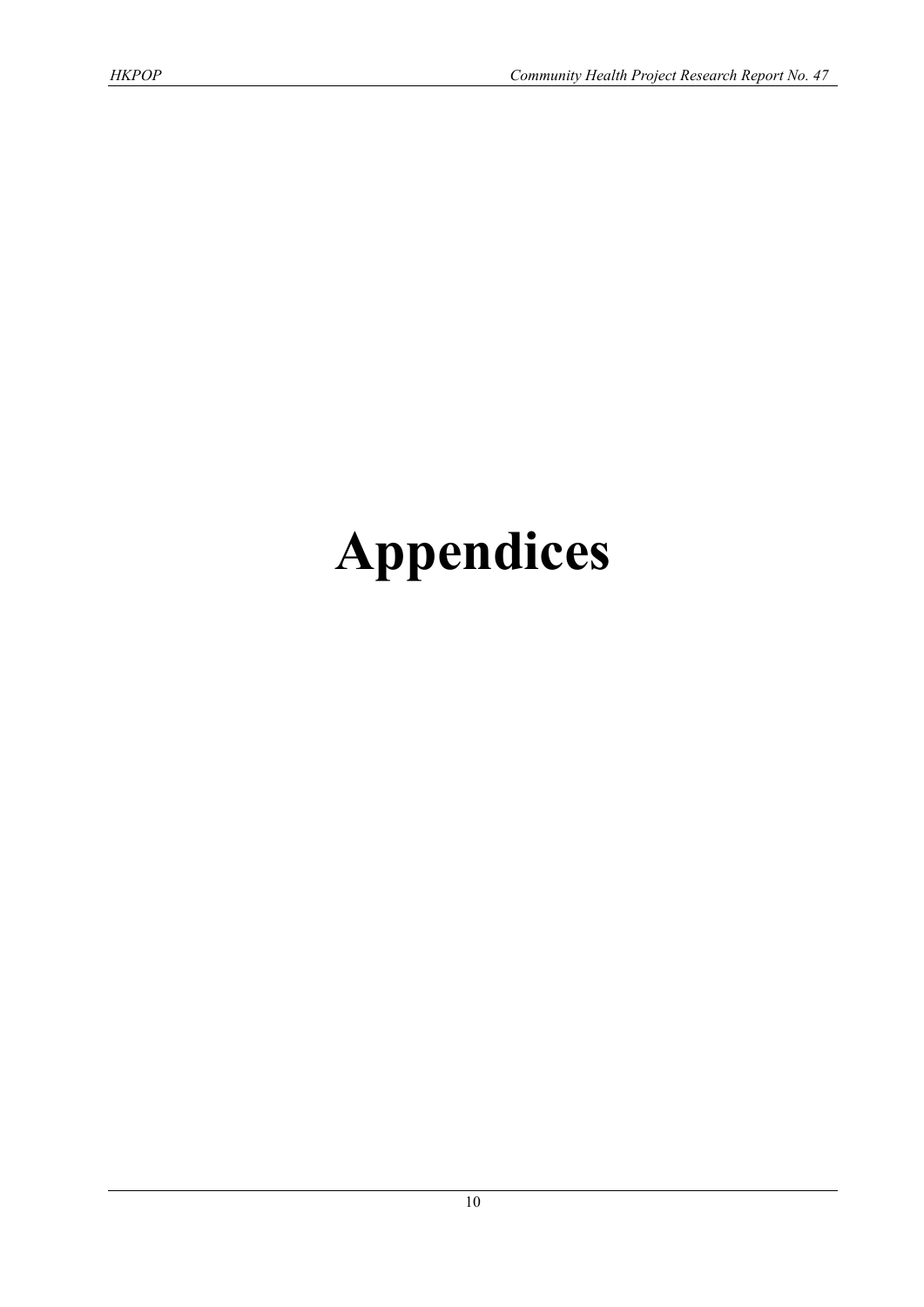# Appendices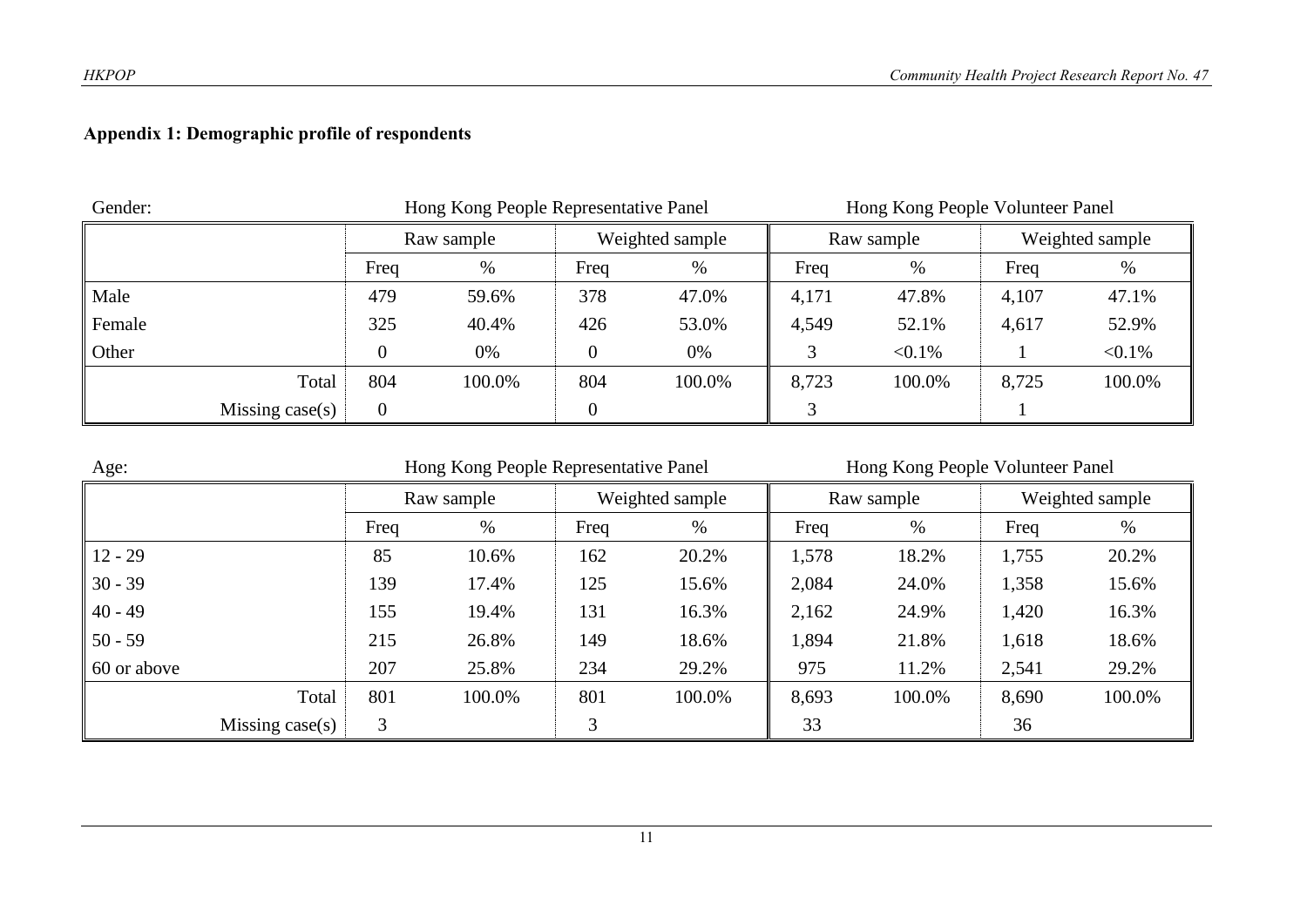**Appendix 1: Demographic profile of respondents**

Gender:

| | Hong Kong People Representative Panel | | | | Hong Kong People Volunteer Panel | | | |
|---|---|---|---|---|---|---|---|---|
| | Raw sample | | Weighted sample | | Raw sample | | Weighted sample | |
| | Freq | % | Freq | % | Freq | % | Freq | % |
| Male | 479 | 59.6% | 378 | 47.0% | 4,171 | 47.8% | 4,107 | 47.1% |
| Female | 325 | 40.4% | 426 | 53.0% | 4,549 | 52.1% | 4,617 | 52.9% |
| Other | 0 | 0% | 0 | 0% | 3 | <0.1% | 1 | <0.1% |
| Total | 804 | 100.0% | 804 | 100.0% | 8,723 | 100.0% | 8,725 | 100.0% |
| Missing case(s) | 0 | | 0 | | 3 | | 1 | |

Age:

| | Hong Kong People Representative Panel | | | | Hong Kong People Volunteer Panel | | | |
|---|---|---|---|---|---|---|---|---|
| | Raw sample | | Weighted sample | | Raw sample | | Weighted sample | |
| | Freq | % | Freq | % | Freq | % | Freq | % |
| 12 - 29 | 85 | 10.6% | 162 | 20.2% | 1,578 | 18.2% | 1,755 | 20.2% |
| 30 - 39 | 139 | 17.4% | 125 | 15.6% | 2,084 | 24.0% | 1,358 | 15.6% |
| 40 - 49 | 155 | 19.4% | 131 | 16.3% | 2,162 | 24.9% | 1,420 | 16.3% |
| 50 - 59 | 215 | 26.8% | 149 | 18.6% | 1,894 | 21.8% | 1,618 | 18.6% |
| 60 or above | 207 | 25.8% | 234 | 29.2% | 975 | 11.2% | 2,541 | 29.2% |
| Total | 801 | 100.0% | 801 | 100.0% | 8,693 | 100.0% | 8,690 | 100.0% |
| Missing case(s) | 3 | | 3 | | 33 | | 36 | |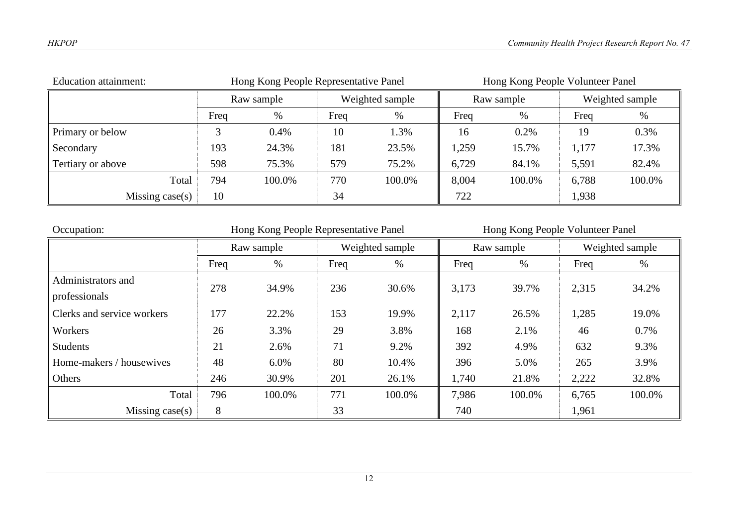Education attainment:

| | Hong Kong People Representative Panel | | | | Hong Kong People Volunteer Panel | | | |
|---|---|---|---|---|---|---|---|---|
| | Raw sample | | Weighted sample | | Raw sample | | Weighted sample | |
| | Freq | % | Freq | % | Freq | % | Freq | % |
| Primary or below | 3 | 0.4% | 10 | 1.3% | 16 | 0.2% | 19 | 0.3% |
| Secondary | 193 | 24.3% | 181 | 23.5% | 1,259 | 15.7% | 1,177 | 17.3% |
| Tertiary or above | 598 | 75.3% | 579 | 75.2% | 6,729 | 84.1% | 5,591 | 82.4% |
| Total | 794 | 100.0% | 770 | 100.0% | 8,004 | 100.0% | 6,788 | 100.0% |
| Missing case(s) | 10 | | 34 | | 722 | | 1,938 | |

Occupation:

| | Hong Kong People Representative Panel | | | | Hong Kong People Volunteer Panel | | | |
|---|---|---|---|---|---|---|---|---|
| | Raw sample | | Weighted sample | | Raw sample | | Weighted sample | |
| | Freq | % | Freq | % | Freq | % | Freq | % |
| Administrators and professionals | 278 | 34.9% | 236 | 30.6% | 3,173 | 39.7% | 2,315 | 34.2% |
| Clerks and service workers | 177 | 22.2% | 153 | 19.9% | 2,117 | 26.5% | 1,285 | 19.0% |
| Workers | 26 | 3.3% | 29 | 3.8% | 168 | 2.1% | 46 | 0.7% |
| Students | 21 | 2.6% | 71 | 9.2% | 392 | 4.9% | 632 | 9.3% |
| Home-makers / housewives | 48 | 6.0% | 80 | 10.4% | 396 | 5.0% | 265 | 3.9% |
| Others | 246 | 30.9% | 201 | 26.1% | 1,740 | 21.8% | 2,222 | 32.8% |
| Total | 796 | 100.0% | 771 | 100.0% | 7,986 | 100.0% | 6,765 | 100.0% |
| Missing case(s) | 8 | | 33 | | 740 | | 1,961 | |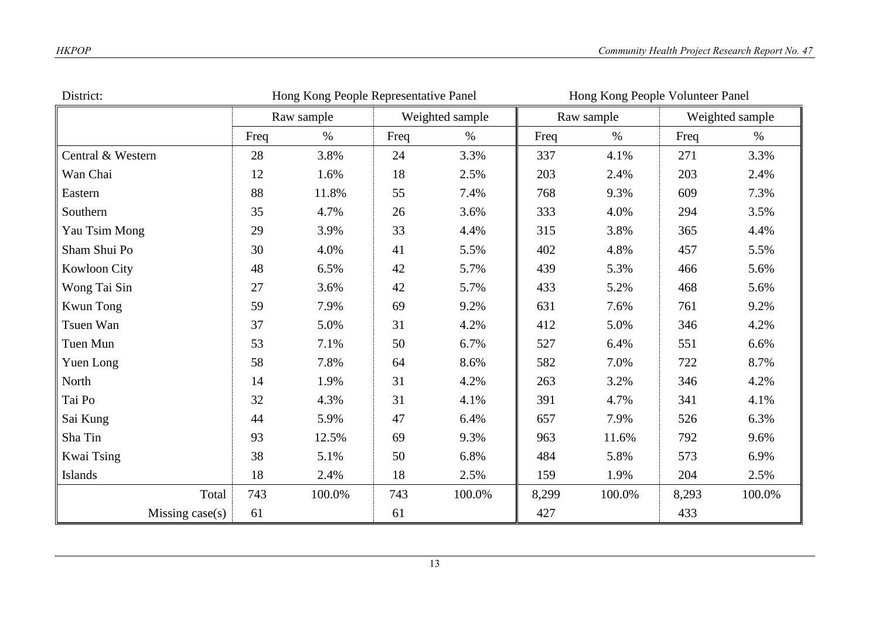District:

| | Hong Kong People Representative Panel | | | | Hong Kong People Volunteer Panel | | | |
|---|---|---|---|---|---|---|---|---|
| | Raw sample | | Weighted sample | | Raw sample | | Weighted sample | |
| | Freq | % | Freq | % | Freq | % | Freq | % |
| Central & Western | 28 | 3.8% | 24 | 3.3% | 337 | 4.1% | 271 | 3.3% |
| Wan Chai | 12 | 1.6% | 18 | 2.5% | 203 | 2.4% | 203 | 2.4% |
| Eastern | 88 | 11.8% | 55 | 7.4% | 768 | 9.3% | 609 | 7.3% |
| Southern | 35 | 4.7% | 26 | 3.6% | 333 | 4.0% | 294 | 3.5% |
| Yau Tsim Mong | 29 | 3.9% | 33 | 4.4% | 315 | 3.8% | 365 | 4.4% |
| Sham Shui Po | 30 | 4.0% | 41 | 5.5% | 402 | 4.8% | 457 | 5.5% |
| Kowloon City | 48 | 6.5% | 42 | 5.7% | 439 | 5.3% | 466 | 5.6% |
| Wong Tai Sin | 27 | 3.6% | 42 | 5.7% | 433 | 5.2% | 468 | 5.6% |
| Kwun Tong | 59 | 7.9% | 69 | 9.2% | 631 | 7.6% | 761 | 9.2% |
| Tsuen Wan | 37 | 5.0% | 31 | 4.2% | 412 | 5.0% | 346 | 4.2% |
| Tuen Mun | 53 | 7.1% | 50 | 6.7% | 527 | 6.4% | 551 | 6.6% |
| Yuen Long | 58 | 7.8% | 64 | 8.6% | 582 | 7.0% | 722 | 8.7% |
| North | 14 | 1.9% | 31 | 4.2% | 263 | 3.2% | 346 | 4.2% |
| Tai Po | 32 | 4.3% | 31 | 4.1% | 391 | 4.7% | 341 | 4.1% |
| Sai Kung | 44 | 5.9% | 47 | 6.4% | 657 | 7.9% | 526 | 6.3% |
| Sha Tin | 93 | 12.5% | 69 | 9.3% | 963 | 11.6% | 792 | 9.6% |
| Kwai Tsing | 38 | 5.1% | 50 | 6.8% | 484 | 5.8% | 573 | 6.9% |
| Islands | 18 | 2.4% | 18 | 2.5% | 159 | 1.9% | 204 | 2.5% |
| Total | 743 | 100.0% | 743 | 100.0% | 8,299 | 100.0% | 8,293 | 100.0% |
| Missing case(s) | 61 | | 61 | | 427 | | 433 | |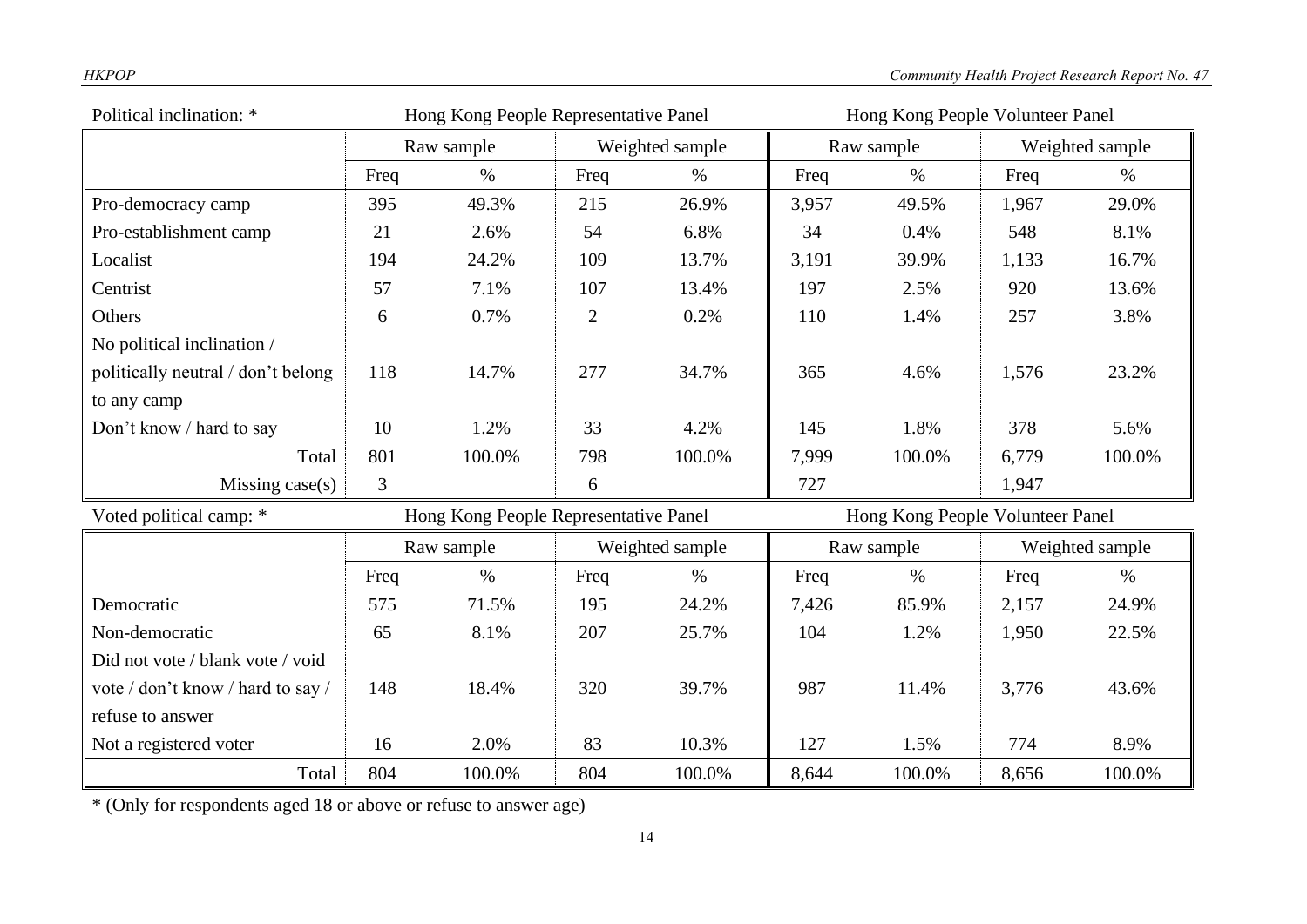Political inclination: *

| | Hong Kong People Representative Panel | | | | Hong Kong People Volunteer Panel | | | |
|---|---|---|---|---|---|---|---|---|
| | Raw sample | | Weighted sample | | Raw sample | | Weighted sample | |
| | Freq | % | Freq | % | Freq | % | Freq | % |
| Pro-democracy camp | 395 | 49.3% | 215 | 26.9% | 3,957 | 49.5% | 1,967 | 29.0% |
| Pro-establishment camp | 21 | 2.6% | 54 | 6.8% | 34 | 0.4% | 548 | 8.1% |
| Localist | 194 | 24.2% | 109 | 13.7% | 3,191 | 39.9% | 1,133 | 16.7% |
| Centrist | 57 | 7.1% | 107 | 13.4% | 197 | 2.5% | 920 | 13.6% |
| Others | 6 | 0.7% | 2 | 0.2% | 110 | 1.4% | 257 | 3.8% |
| No political inclination / politically neutral / don't belong to any camp | 118 | 14.7% | 277 | 34.7% | 365 | 4.6% | 1,576 | 23.2% |
| Don't know / hard to say | 10 | 1.2% | 33 | 4.2% | 145 | 1.8% | 378 | 5.6% |
| Total | 801 | 100.0% | 798 | 100.0% | 7,999 | 100.0% | 6,779 | 100.0% |
| Missing case(s) | 3 | | 6 | | 727 | | 1,947 | |

Voted political camp: *

| | Hong Kong People Representative Panel | | | | Hong Kong People Volunteer Panel | | | |
|---|---|---|---|---|---|---|---|---|
| | Raw sample | | Weighted sample | | Raw sample | | Weighted sample | |
| | Freq | % | Freq | % | Freq | % | Freq | % |
| Democratic | 575 | 71.5% | 195 | 24.2% | 7,426 | 85.9% | 2,157 | 24.9% |
| Non-democratic | 65 | 8.1% | 207 | 25.7% | 104 | 1.2% | 1,950 | 22.5% |
| Did not vote / blank vote / void vote / don't know / hard to say / refuse to answer | 148 | 18.4% | 320 | 39.7% | 987 | 11.4% | 3,776 | 43.6% |
| Not a registered voter | 16 | 2.0% | 83 | 10.3% | 127 | 1.5% | 774 | 8.9% |
| Total | 804 | 100.0% | 804 | 100.0% | 8,644 | 100.0% | 8,656 | 100.0% |

* (Only for respondents aged 18 or above or refuse to answer age)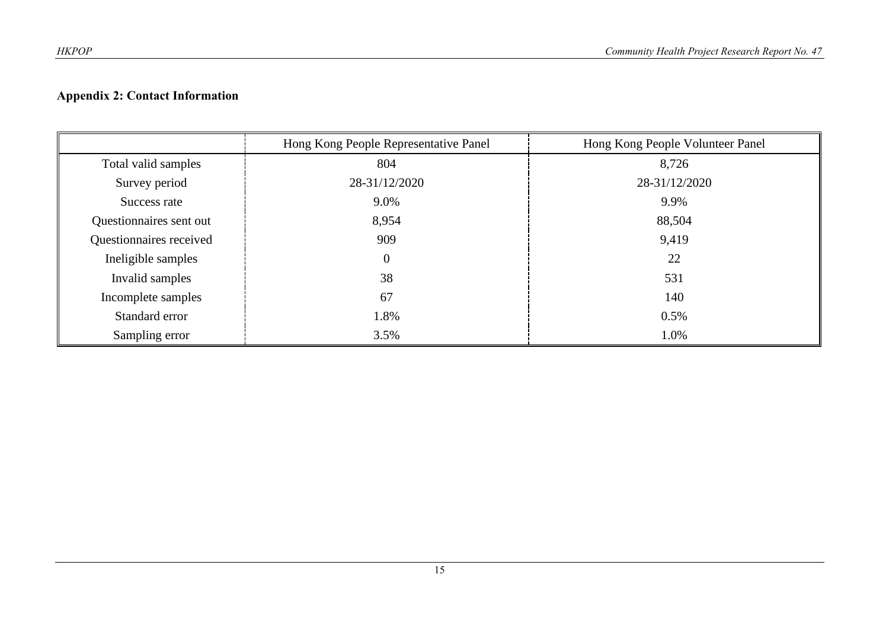## Appendix 2: Contact Information

| | Hong Kong People Representative Panel | Hong Kong People Volunteer Panel |
|---|---|---|
| Total valid samples | 804 | 8,726 |
| Survey period | 28-31/12/2020 | 28-31/12/2020 |
| Success rate | 9.0% | 9.9% |
| Questionnaires sent out | 8,954 | 88,504 |
| Questionnaires received | 909 | 9,419 |
| Ineligible samples | 0 | 22 |
| Invalid samples | 38 | 531 |
| Incomplete samples | 67 | 140 |
| Standard error | 1.8% | 0.5% |
| Sampling error | 3.5% | 1.0% |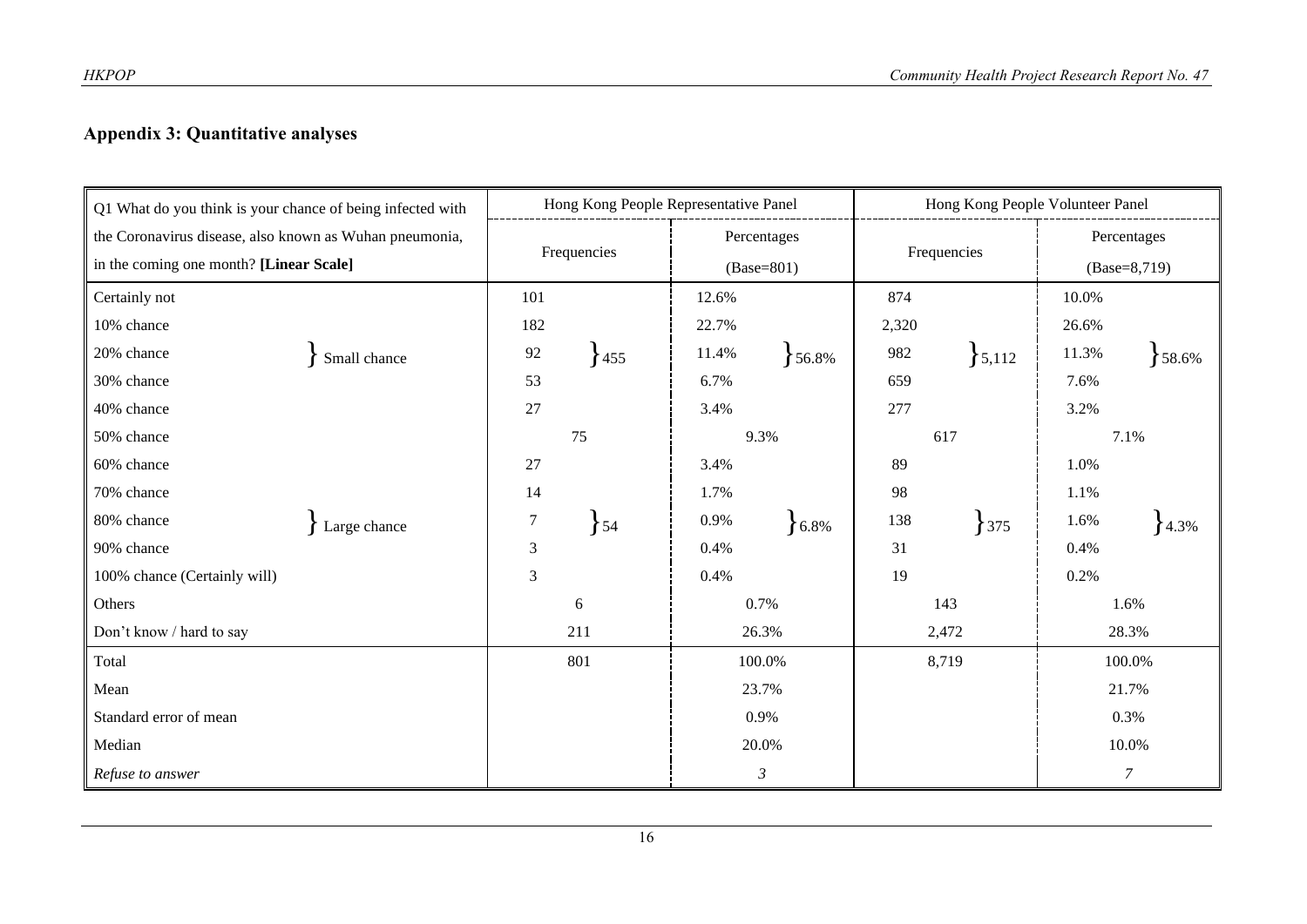## Appendix 3: Quantitative analyses

| Q1 What do you think is your chance of being infected with the Coronavirus disease, also known as Wuhan pneumonia, in the coming one month? **[Linear Scale]** | | Hong Kong People Representative Panel | | | | Hong Kong People Volunteer Panel | | | |
|---|---|---|---|---|---|---|---|---|---|
| | | Frequencies | | Percentages (Base=801) | | Frequencies | | Percentages (Base=8,719) | |
| Certainly not | Small chance | 101 | 455 | 12.6% | 56.8% | 874 | 5,112 | 10.0% | 58.6% |
| 10% chance | | 182 | | 22.7% | | 2,320 | | 26.6% | |
| 20% chance | | 92 | | 11.4% | | 982 | | 11.3% | |
| 30% chance | | 53 | | 6.7% | | 659 | | 7.6% | |
| 40% chance | | 27 | | 3.4% | | 277 | | 3.2% | |
| 50% chance | | 75 | | 9.3% | | 617 | | 7.1% | |
| 60% chance | Large chance | 27 | 54 | 3.4% | 6.8% | 89 | 375 | 1.0% | 4.3% |
| 70% chance | | 14 | | 1.7% | | 98 | | 1.1% | |
| 80% chance | | 7 | | 0.9% | | 138 | | 1.6% | |
| 90% chance | | 3 | | 0.4% | | 31 | | 0.4% | |
| 100% chance (Certainly will) | | 3 | | 0.4% | | 19 | | 0.2% | |
| Others | | 6 | | 0.7% | | 143 | | 1.6% | |
| Don't know / hard to say | | 211 | | 26.3% | | 2,472 | | 28.3% | |
| Total | | 801 | | 100.0% | | 8,719 | | 100.0% | |
| Mean | | | | 23.7% | | | | 21.7% | |
| Standard error of mean | | | | 0.9% | | | | 0.3% | |
| Median | | | | 20.0% | | | | 10.0% | |
| *Refuse to answer* | | | | *3* | | | | *7* | |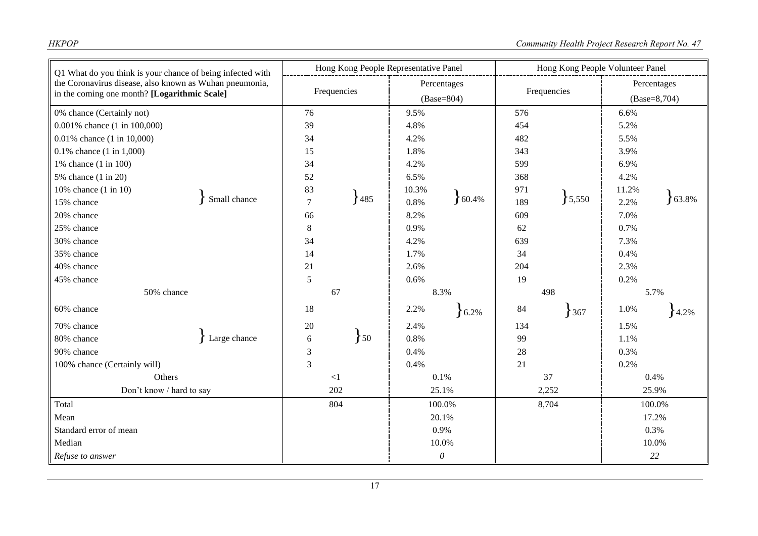| Q1 What do you think is your chance of being infected with the Coronavirus disease, also known as Wuhan pneumonia, in the coming one month? **[Logarithmic Scale]** | | Hong Kong People Representative Panel | | | | Hong Kong People Volunteer Panel | | | |
|---|---|---|---|---|---|---|---|---|---|
| | | Frequencies | | Percentages (Base=804) | | Frequencies | | Percentages (Base=8,704) | |
| 0% chance (Certainly not) | | 76 | | 9.5% | | 576 | | 6.6% | |
| 0.001% chance (1 in 100,000) | | 39 | | 4.8% | | 454 | | 5.2% | |
| 0.01% chance (1 in 10,000) | | 34 | | 4.2% | | 482 | | 5.5% | |
| 0.1% chance (1 in 1,000) | | 15 | | 1.8% | | 343 | | 3.9% | |
| 1% chance (1 in 100) | | 34 | | 4.2% | | 599 | | 6.9% | |
| 5% chance (1 in 20) | | 52 | | 6.5% | | 368 | | 4.2% | |
| 10% chance (1 in 10) | Small chance | 83 | 485 | 10.3% | 60.4% | 971 | 5,550 | 11.2% | 63.8% |
| 15% chance | | 7 | | 0.8% | | 189 | | 2.2% | |
| 20% chance | | 66 | | 8.2% | | 609 | | 7.0% | |
| 25% chance | | 8 | | 0.9% | | 62 | | 0.7% | |
| 30% chance | | 34 | | 4.2% | | 639 | | 7.3% | |
| 35% chance | | 14 | | 1.7% | | 34 | | 0.4% | |
| 40% chance | | 21 | | 2.6% | | 204 | | 2.3% | |
| 45% chance | | 5 | | 0.6% | | 19 | | 0.2% | |
| 50% chance | | 67 | | 8.3% | | 498 | | 5.7% | |
| 60% chance | | 18 | | 2.2% | 6.2% | 84 | 367 | 1.0% | 4.2% |
| 70% chance | Large chance | 20 | 50 | 2.4% | | 134 | | 1.5% | |
| 80% chance | | 6 | | 0.8% | | 99 | | 1.1% | |
| 90% chance | | 3 | | 0.4% | | 28 | | 0.3% | |
| 100% chance (Certainly will) | | 3 | | 0.4% | | 21 | | 0.2% | |
| Others | | <1 | | 0.1% | | 37 | | 0.4% | |
| Don't know / hard to say | | 202 | | 25.1% | | 2,252 | | 25.9% | |
| Total | | 804 | | 100.0% | | 8,704 | | 100.0% | |
| Mean | | | | 20.1% | | | | 17.2% | |
| Standard error of mean | | | | 0.9% | | | | 0.3% | |
| Median | | | | 10.0% | | | | 10.0% | |
| *Refuse to answer* | | | | *0* | | | | *22* | |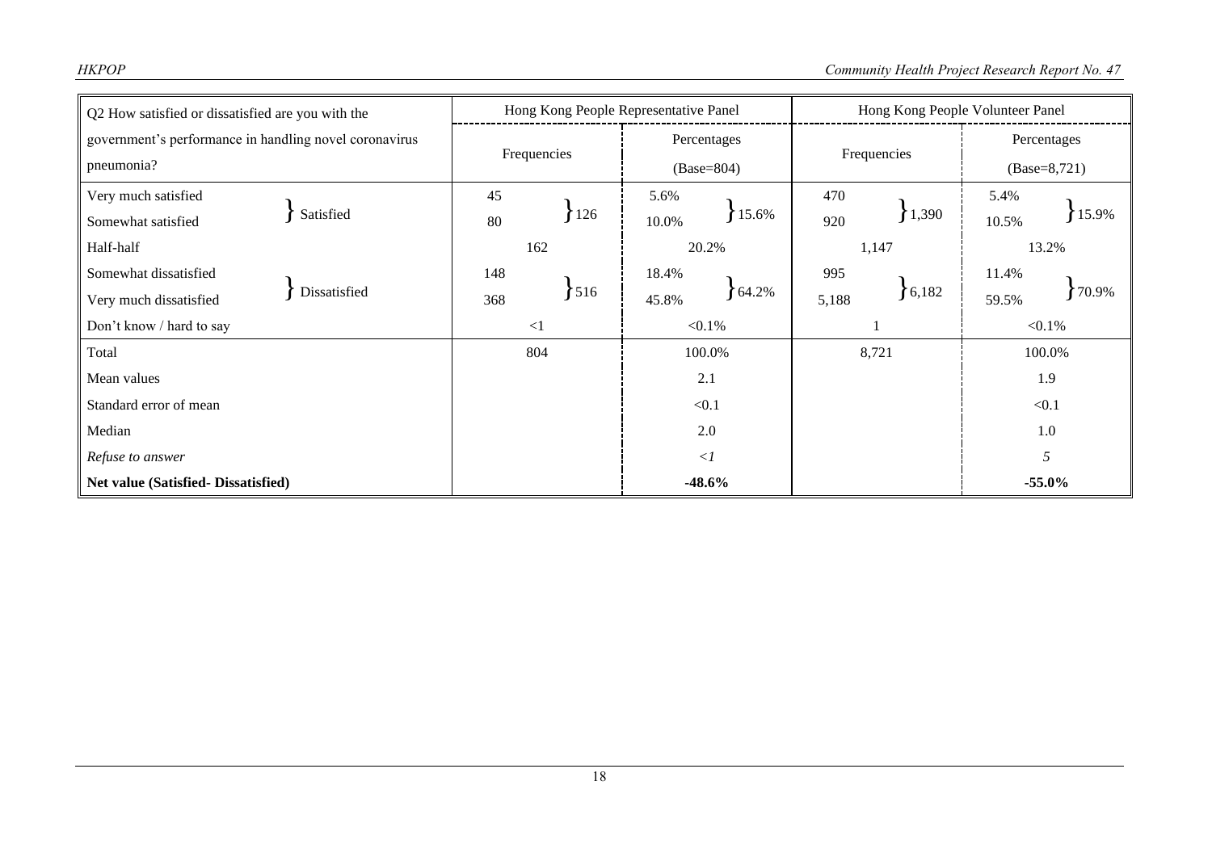| Q2 How satisfied or dissatisfied are you with the government's performance in handling novel coronavirus pneumonia? | | Hong Kong People Representative Panel | | | | Hong Kong People Volunteer Panel | | | |
|---|---|---|---|---|---|---|---|---|---|
| | | Frequencies | | Percentages (Base=804) | | Frequencies | | Percentages (Base=8,721) | |
| Very much satisfied | Satisfied | 45 | 126 | 5.6% | 15.6% | 470 | 1,390 | 5.4% | 15.9% |
| Somewhat satisfied | | 80 | | 10.0% | | 920 | | 10.5% | |
| Half-half | | 162 | | 20.2% | | 1,147 | | 13.2% | |
| Somewhat dissatisfied | Dissatisfied | 148 | 516 | 18.4% | 64.2% | 995 | 6,182 | 11.4% | 70.9% |
| Very much dissatisfied | | 368 | | 45.8% | | 5,188 | | 59.5% | |
| Don't know / hard to say | | <1 | | <0.1% | | 1 | | <0.1% | |
| Total | | 804 | | 100.0% | | 8,721 | | 100.0% | |
| Mean values | | | | 2.1 | | | | 1.9 | |
| Standard error of mean | | | | <0.1 | | | | <0.1 | |
| Median | | | | 2.0 | | | | 1.0 | |
| *Refuse to answer* | | | | *<1* | | | | *5* | |
| **Net value (Satisfied- Dissatisfied)** | | | | **-48.6%** | | | | **-55.0%** | |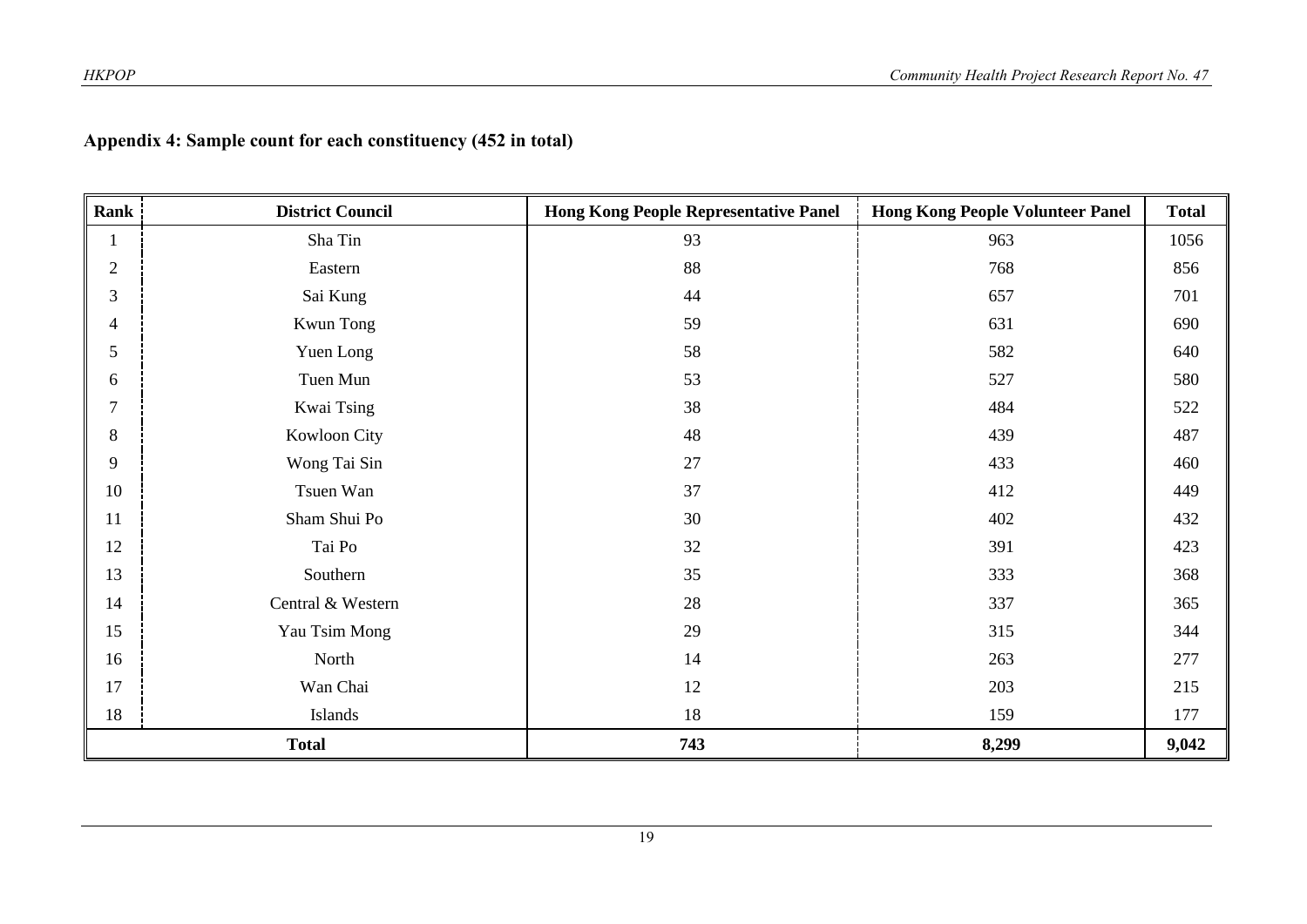**Appendix 4: Sample count for each constituency (452 in total)**

| Rank | District Council | Hong Kong People Representative Panel | Hong Kong People Volunteer Panel | Total |
|---|---|---|---|---|
| 1 | Sha Tin | 93 | 963 | 1056 |
| 2 | Eastern | 88 | 768 | 856 |
| 3 | Sai Kung | 44 | 657 | 701 |
| 4 | Kwun Tong | 59 | 631 | 690 |
| 5 | Yuen Long | 58 | 582 | 640 |
| 6 | Tuen Mun | 53 | 527 | 580 |
| 7 | Kwai Tsing | 38 | 484 | 522 |
| 8 | Kowloon City | 48 | 439 | 487 |
| 9 | Wong Tai Sin | 27 | 433 | 460 |
| 10 | Tsuen Wan | 37 | 412 | 449 |
| 11 | Sham Shui Po | 30 | 402 | 432 |
| 12 | Tai Po | 32 | 391 | 423 |
| 13 | Southern | 35 | 333 | 368 |
| 14 | Central & Western | 28 | 337 | 365 |
| 15 | Yau Tsim Mong | 29 | 315 | 344 |
| 16 | North | 14 | 263 | 277 |
| 17 | Wan Chai | 12 | 203 | 215 |
| 18 | Islands | 18 | 159 | 177 |
| **Total** | | **743** | **8,299** | **9,042** |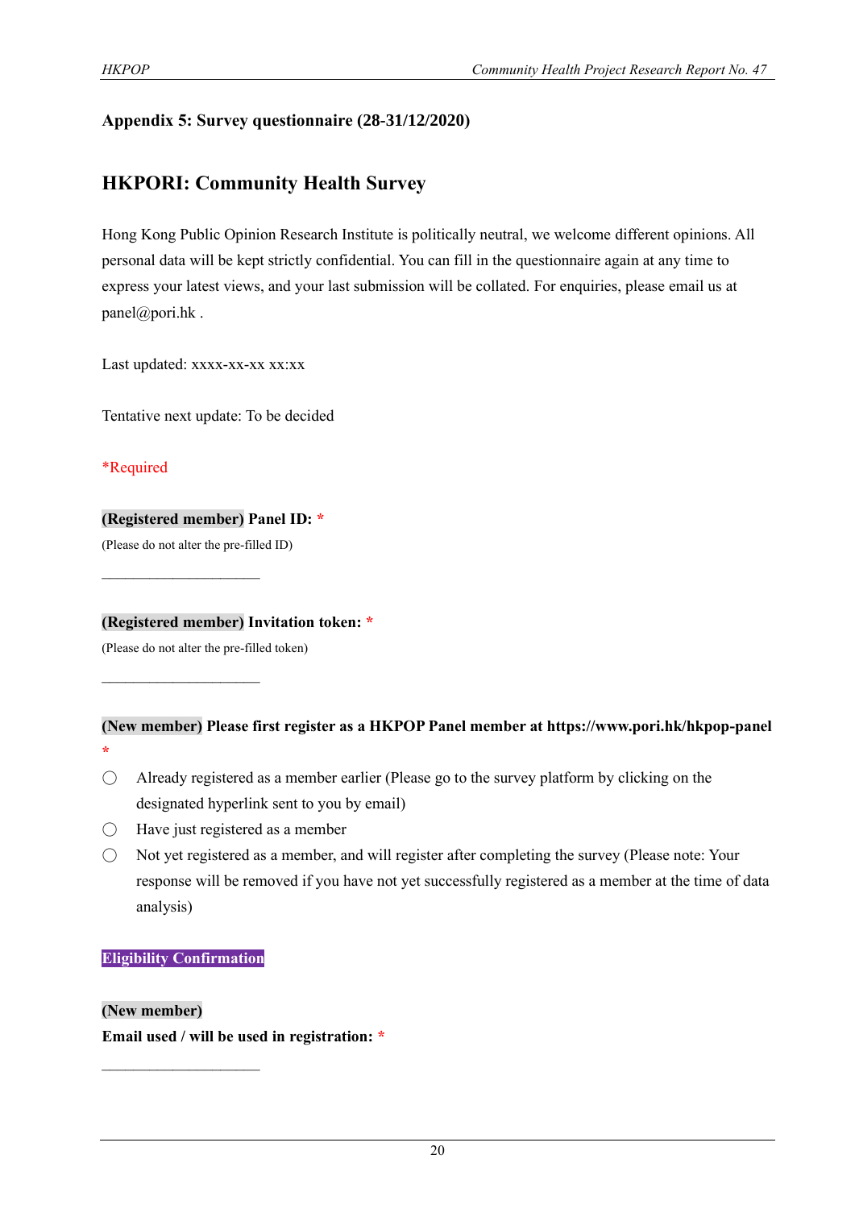**Appendix 5: Survey questionnaire (28-31/12/2020)**

## HKPORI: Community Health Survey

Hong Kong Public Opinion Research Institute is politically neutral, we welcome different opinions. All personal data will be kept strictly confidential. You can fill in the questionnaire again at any time to express your latest views, and your last submission will be collated. For enquiries, please email us at panel@pori.hk .

Last updated: xxxx-xx-xx xx:xx

Tentative next update: To be decided

*Required

**(Registered member) Panel ID: ***

(Please do not alter the pre-filled ID)

\_\_\_\_\_\_\_\_\_\_\_\_\_\_\_\_\_\_\_\_\_\_

**(Registered member) Invitation token: ***

(Please do not alter the pre-filled token)

\_\_\_\_\_\_\_\_\_\_\_\_\_\_\_\_\_\_\_\_\_\_

**(New member) Please first register as a HKPOP Panel member at https://www.pori.hk/hkpop-panel ***

- ◯ Already registered as a member earlier (Please go to the survey platform by clicking on the designated hyperlink sent to you by email)
- ◯ Have just registered as a member
- ◯ Not yet registered as a member, and will register after completing the survey (Please note: Your response will be removed if you have not yet successfully registered as a member at the time of data analysis)

**Eligibility Confirmation**

**(New member)**

**Email used / will be used in registration: ***

\_\_\_\_\_\_\_\_\_\_\_\_\_\_\_\_\_\_\_\_\_\_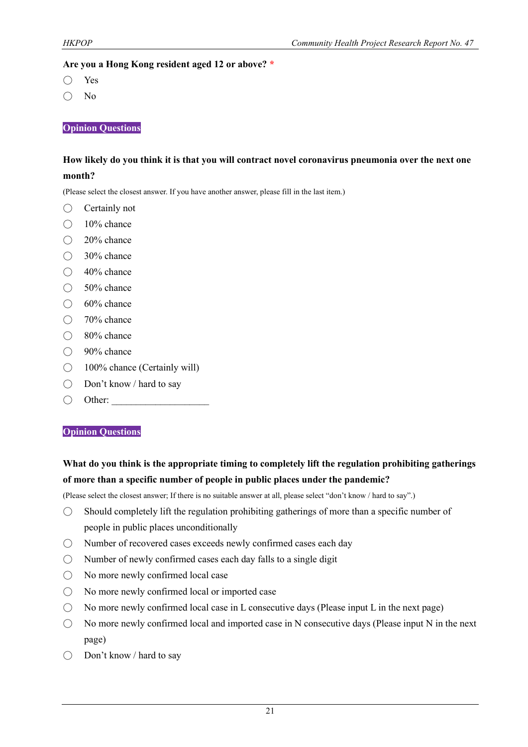**Are you a Hong Kong resident aged 12 or above?** *

- ◯ Yes
- ◯ No

**Opinion Questions**

**How likely do you think it is that you will contract novel coronavirus pneumonia over the next one month?**

(Please select the closest answer. If you have another answer, please fill in the last item.)

- ◯ Certainly not
- ◯ 10% chance
- ◯ 20% chance
- ◯ 30% chance
- ◯ 40% chance
- ◯ 50% chance
- ◯ 60% chance
- ◯ 70% chance
- ◯ 80% chance
- ◯ 90% chance
- ◯ 100% chance (Certainly will)
- ◯ Don't know / hard to say
- ◯ Other: ____________________

**Opinion Questions**

**What do you think is the appropriate timing to completely lift the regulation prohibiting gatherings of more than a specific number of people in public places under the pandemic?**

(Please select the closest answer; If there is no suitable answer at all, please select "don't know / hard to say".)

- ◯ Should completely lift the regulation prohibiting gatherings of more than a specific number of people in public places unconditionally
- ◯ Number of recovered cases exceeds newly confirmed cases each day
- ◯ Number of newly confirmed cases each day falls to a single digit
- ◯ No more newly confirmed local case
- ◯ No more newly confirmed local or imported case
- ◯ No more newly confirmed local case in L consecutive days (Please input L in the next page)
- ◯ No more newly confirmed local and imported case in N consecutive days (Please input N in the next page)
- ◯ Don't know / hard to say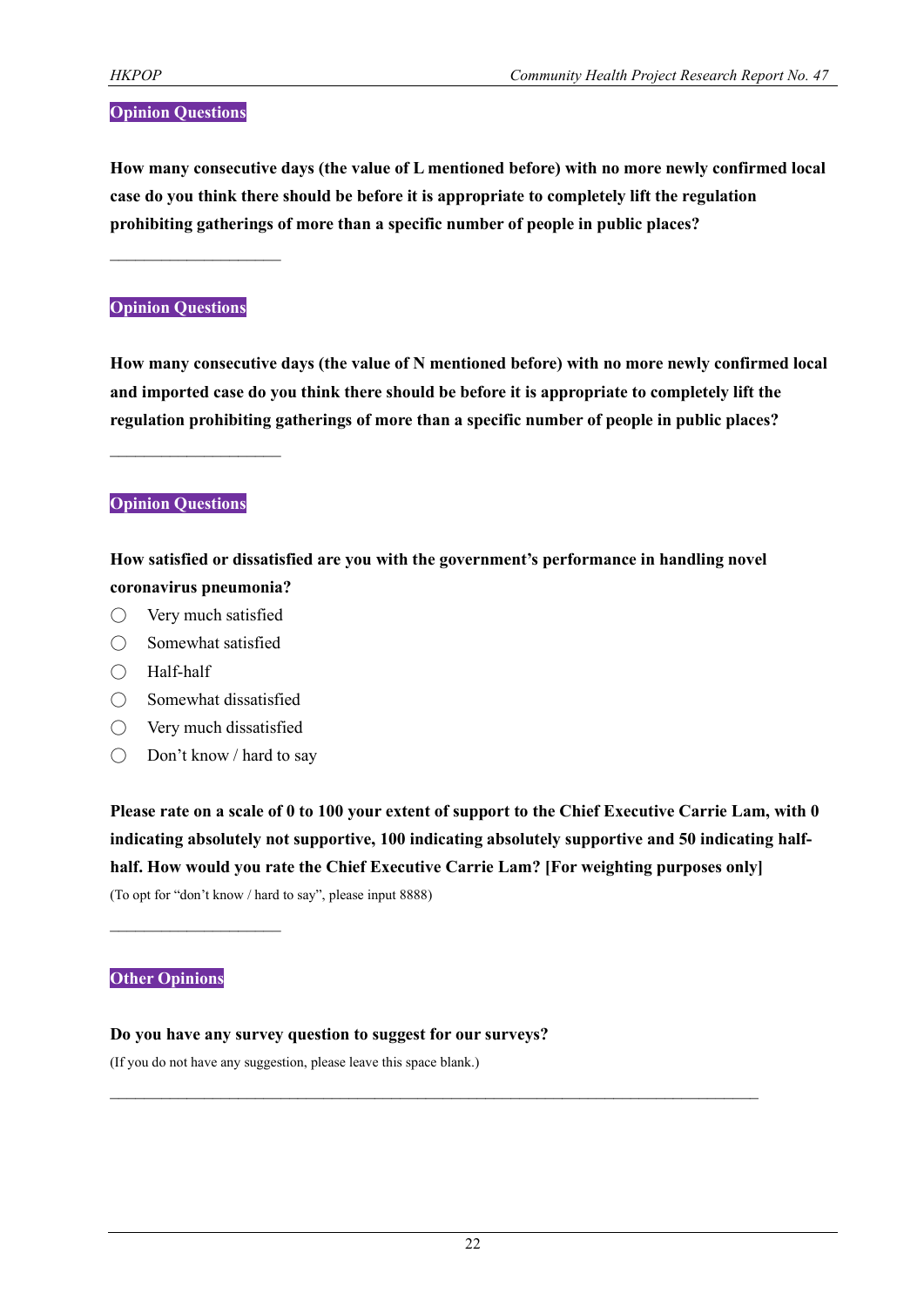**Opinion Questions**

**How many consecutive days (the value of L mentioned before) with no more newly confirmed local case do you think there should be before it is appropriate to completely lift the regulation prohibiting gatherings of more than a specific number of people in public places?**

\_\_\_\_\_\_\_\_\_\_\_\_\_\_\_\_\_\_\_\_

**Opinion Questions**

**How many consecutive days (the value of N mentioned before) with no more newly confirmed local and imported case do you think there should be before it is appropriate to completely lift the regulation prohibiting gatherings of more than a specific number of people in public places?**

\_\_\_\_\_\_\_\_\_\_\_\_\_\_\_\_\_\_\_\_

**Opinion Questions**

**How satisfied or dissatisfied are you with the government's performance in handling novel coronavirus pneumonia?**

- ◯ Very much satisfied
- ◯ Somewhat satisfied
- ◯ Half-half
- ◯ Somewhat dissatisfied
- ◯ Very much dissatisfied
- ◯ Don't know / hard to say

**Please rate on a scale of 0 to 100 your extent of support to the Chief Executive Carrie Lam, with 0 indicating absolutely not supportive, 100 indicating absolutely supportive and 50 indicating half-half. How would you rate the Chief Executive Carrie Lam? [For weighting purposes only]**

(To opt for "don't know / hard to say", please input 8888)

\_\_\_\_\_\_\_\_\_\_\_\_\_\_\_\_\_\_\_\_

**Other Opinions**

**Do you have any survey question to suggest for our surveys?**

(If you do not have any suggestion, please leave this space blank.)

\_\_\_\_\_\_\_\_\_\_\_\_\_\_\_\_\_\_\_\_\_\_\_\_\_\_\_\_\_\_\_\_\_\_\_\_\_\_\_\_\_\_\_\_\_\_\_\_\_\_\_\_\_\_\_\_\_\_\_\_\_\_\_\_\_\_\_\_\_\_\_\_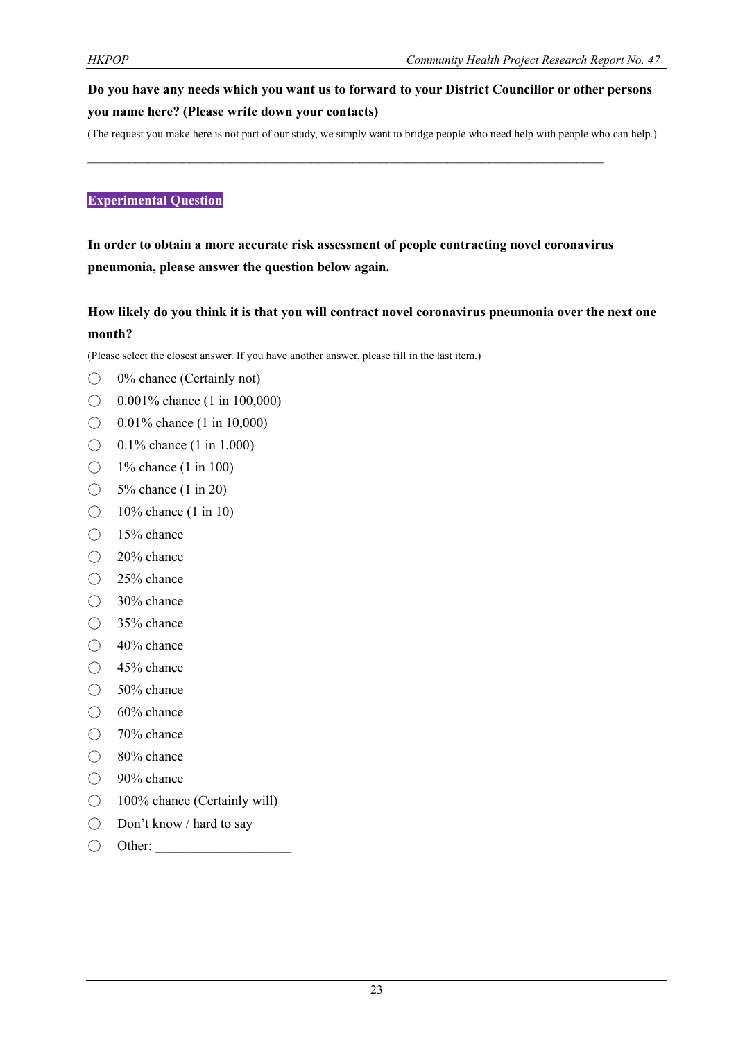**Do you have any needs which you want us to forward to your District Councillor or other persons you name here? (Please write down your contacts)**

(The request you make here is not part of our study, we simply want to bridge people who need help with people who can help.)

\_\_\_\_\_\_\_\_\_\_\_\_\_\_\_\_\_\_\_\_\_\_\_\_\_\_\_\_\_\_\_\_\_\_\_\_\_\_\_\_\_\_\_\_\_\_\_\_\_\_\_\_\_\_\_\_\_\_\_\_\_\_\_\_\_\_\_\_\_\_\_\_\_\_\_\_\_\_\_\_\_\_\_\_

**Experimental Question**

**In order to obtain a more accurate risk assessment of people contracting novel coronavirus pneumonia, please answer the question below again.**

**How likely do you think it is that you will contract novel coronavirus pneumonia over the next one month?**

(Please select the closest answer. If you have another answer, please fill in the last item.)

- ◯ 0% chance (Certainly not)
- ◯ 0.001% chance (1 in 100,000)
- ◯ 0.01% chance (1 in 10,000)
- ◯ 0.1% chance (1 in 1,000)
- ◯ 1% chance (1 in 100)
- ◯ 5% chance (1 in 20)
- ◯ 10% chance (1 in 10)
- ◯ 15% chance
- ◯ 20% chance
- ◯ 25% chance
- ◯ 30% chance
- ◯ 35% chance
- ◯ 40% chance
- ◯ 45% chance
- ◯ 50% chance
- ◯ 60% chance
- ◯ 70% chance
- ◯ 80% chance
- ◯ 90% chance
- ◯ 100% chance (Certainly will)
- ◯ Don't know / hard to say
- ◯ Other: \_\_\_\_\_\_\_\_\_\_\_\_\_\_\_\_\_\_\_\_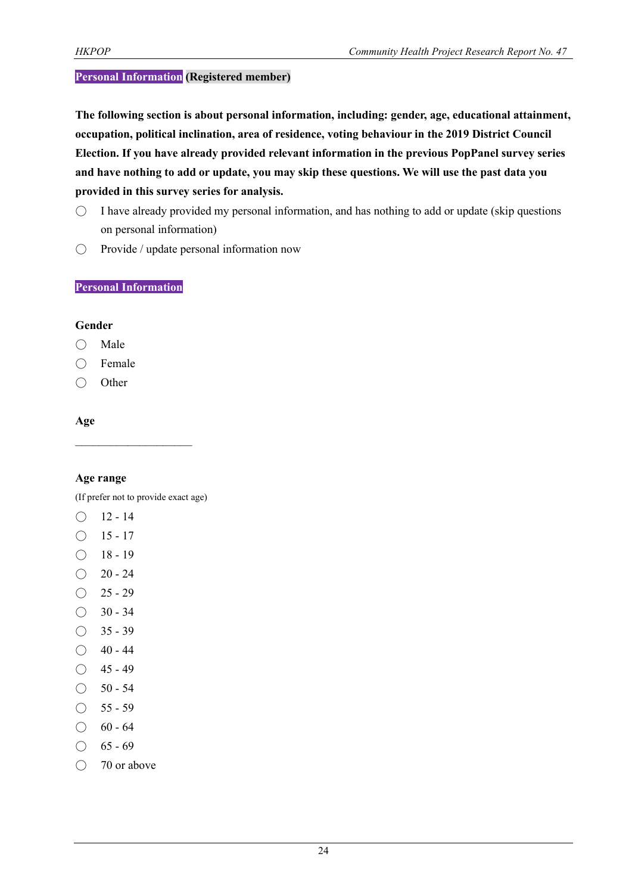**Personal Information (Registered member)**

**The following section is about personal information, including: gender, age, educational attainment, occupation, political inclination, area of residence, voting behaviour in the 2019 District Council Election. If you have already provided relevant information in the previous PopPanel survey series and have nothing to add or update, you may skip these questions. We will use the past data you provided in this survey series for analysis.**

◯ I have already provided my personal information, and has nothing to add or update (skip questions on personal information)

◯ Provide / update personal information now

**Personal Information**

**Gender**

◯ Male

◯ Female

◯ Other

**Age**

____________________

**Age range**

(If prefer not to provide exact age)

◯ 12 - 14

◯ 15 - 17

◯ 18 - 19

◯ 20 - 24

◯ 25 - 29

◯ 30 - 34

◯ 35 - 39

◯ 40 - 44

◯ 45 - 49

◯ 50 - 54

◯ 55 - 59

◯ 60 - 64

◯ 65 - 69

◯ 70 or above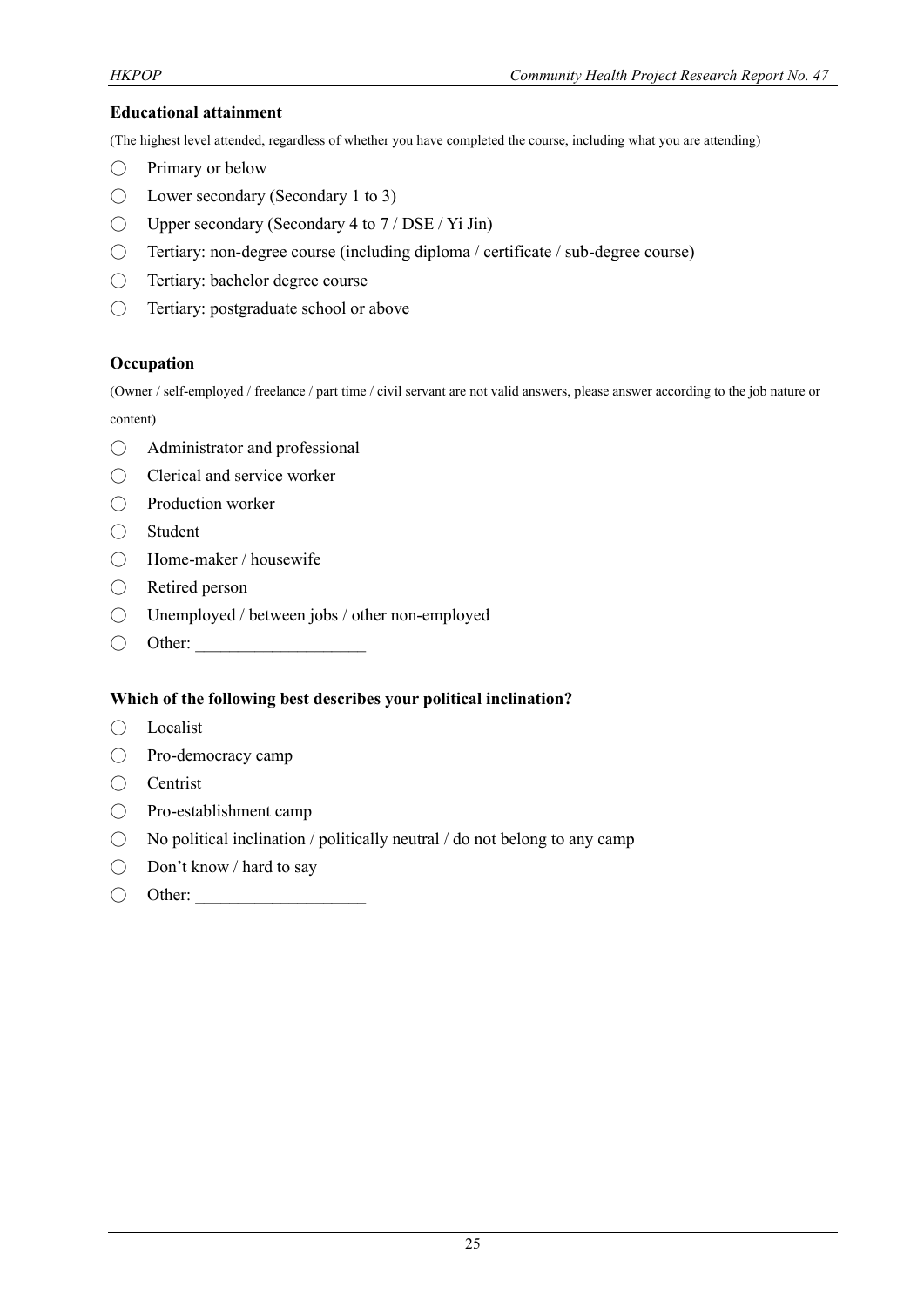**Educational attainment**

(The highest level attended, regardless of whether you have completed the course, including what you are attending)

- ◯ Primary or below
- ◯ Lower secondary (Secondary 1 to 3)
- ◯ Upper secondary (Secondary 4 to 7 / DSE / Yi Jin)
- ◯ Tertiary: non-degree course (including diploma / certificate / sub-degree course)
- ◯ Tertiary: bachelor degree course
- ◯ Tertiary: postgraduate school or above

**Occupation**

(Owner / self-employed / freelance / part time / civil servant are not valid answers, please answer according to the job nature or content)

- ◯ Administrator and professional
- ◯ Clerical and service worker
- ◯ Production worker
- ◯ Student
- ◯ Home-maker / housewife
- ◯ Retired person
- ◯ Unemployed / between jobs / other non-employed
- ◯ Other: ____________________

**Which of the following best describes your political inclination?**

- ◯ Localist
- ◯ Pro-democracy camp
- ◯ Centrist
- ◯ Pro-establishment camp
- ◯ No political inclination / politically neutral / do not belong to any camp
- ◯ Don't know / hard to say
- ◯ Other: ____________________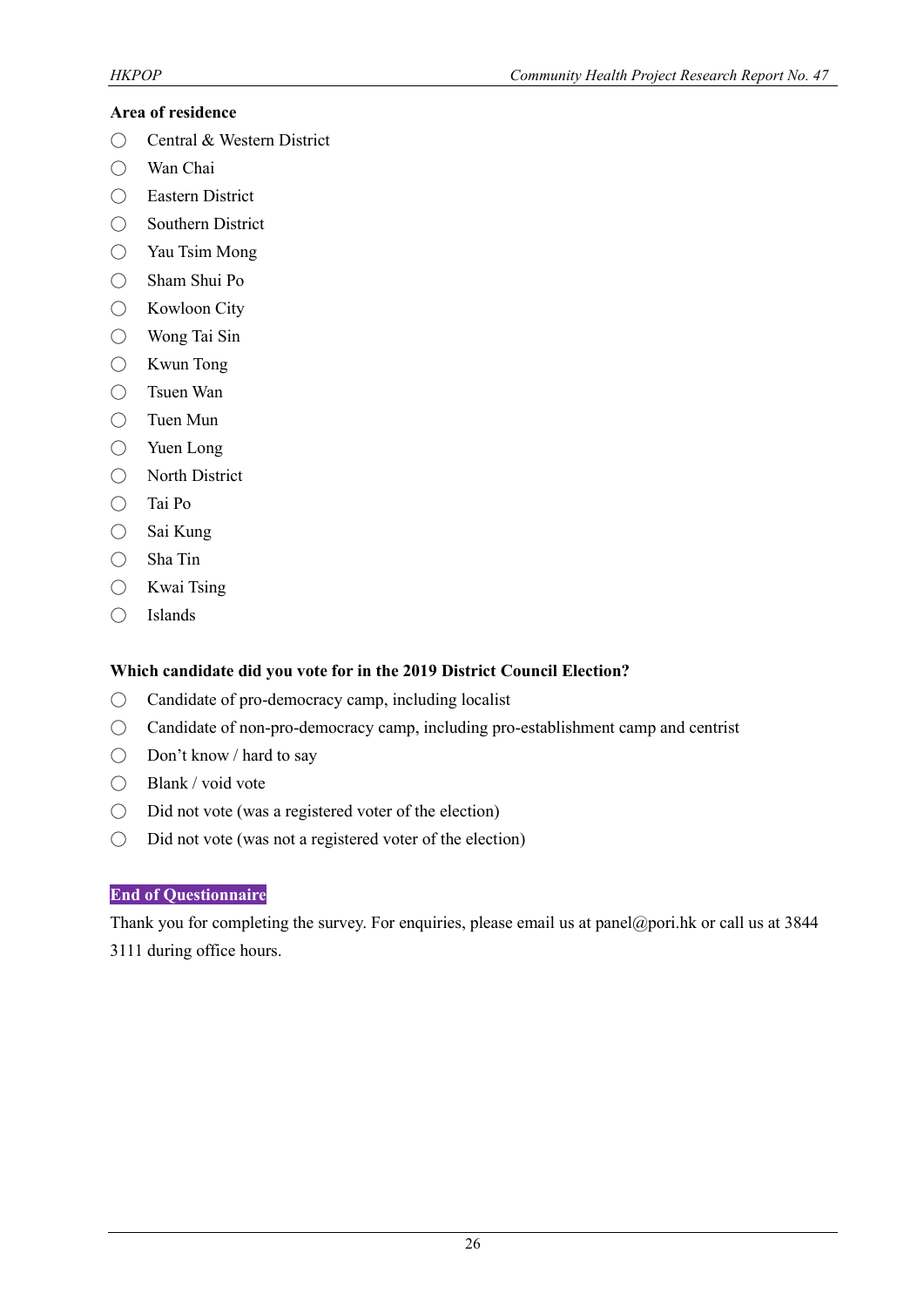**Area of residence**

- ◯ Central & Western District
- ◯ Wan Chai
- ◯ Eastern District
- ◯ Southern District
- ◯ Yau Tsim Mong
- ◯ Sham Shui Po
- ◯ Kowloon City
- ◯ Wong Tai Sin
- ◯ Kwun Tong
- ◯ Tsuen Wan
- ◯ Tuen Mun
- ◯ Yuen Long
- ◯ North District
- ◯ Tai Po
- ◯ Sai Kung
- ◯ Sha Tin
- ◯ Kwai Tsing
- ◯ Islands

**Which candidate did you vote for in the 2019 District Council Election?**

- ◯ Candidate of pro-democracy camp, including localist
- ◯ Candidate of non-pro-democracy camp, including pro-establishment camp and centrist
- ◯ Don't know / hard to say
- ◯ Blank / void vote
- ◯ Did not vote (was a registered voter of the election)
- ◯ Did not vote (was not a registered voter of the election)

**End of Questionnaire**

Thank you for completing the survey. For enquiries, please email us at panel@pori.hk or call us at 3844 3111 during office hours.